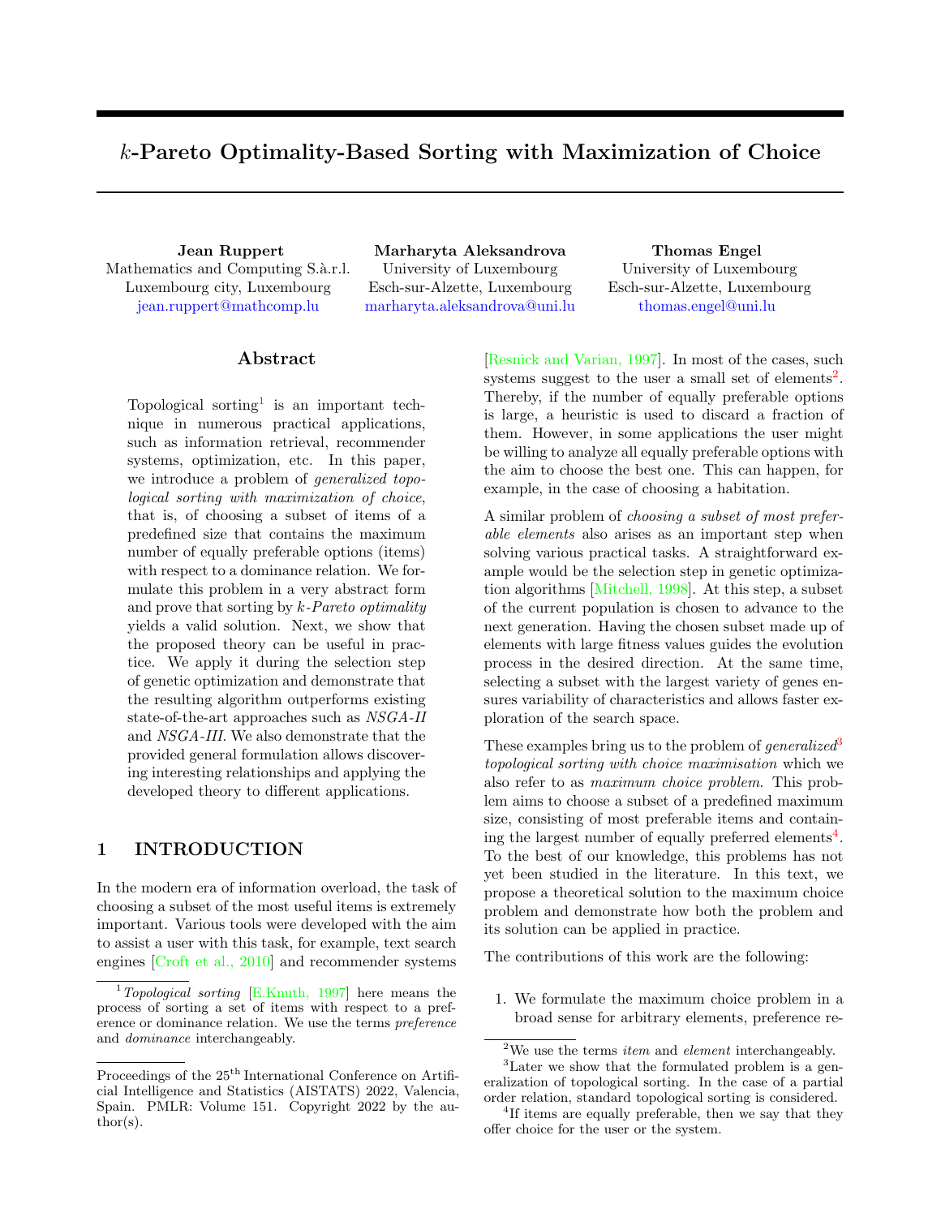# $k$-Pareto Optimality-Based Sorting with Maximization of Choice

**Jean Ruppert**
Mathematics and Computing S.à.r.l.
Luxembourg city, Luxembourg
jean.ruppert@mathcomp.lu

**Marharyta Aleksandrova**
University of Luxembourg
Esch-sur-Alzette, Luxembourg
marharyta.aleksandrova@uni.lu

**Thomas Engel**
University of Luxembourg
Esch-sur-Alzette, Luxembourg
thomas.engel@uni.lu

## Abstract

Topological sorting[1] is an important technique in numerous practical applications, such as information retrieval, recommender systems, optimization, etc. In this paper, we introduce a problem of *generalized topological sorting with maximization of choice*, that is, of choosing a subset of items of a predefined size that contains the maximum number of equally preferable options (items) with respect to a dominance relation. We formulate this problem in a very abstract form and prove that sorting by *k-Pareto optimality* yields a valid solution. Next, we show that the proposed theory can be useful in practice. We apply it during the selection step of genetic optimization and demonstrate that the resulting algorithm outperforms existing state-of-the-art approaches such as *NSGA-II* and *NSGA-III*. We also demonstrate that the provided general formulation allows discovering interesting relationships and applying the developed theory to different applications.

## 1 INTRODUCTION

In the modern era of information overload, the task of choosing a subset of the most useful items is extremely important. Various tools were developed with the aim to assist a user with this task, for example, text search engines [Croft et al., 2010] and recommender systems [Resnick and Varian, 1997]. In most of the cases, such systems suggest to the user a small set of elements[2]. Thereby, if the number of equally preferable options is large, a heuristic is used to discard a fraction of them. However, in some applications the user might be willing to analyze all equally preferable options with the aim to choose the best one. This can happen, for example, in the case of choosing a habitation.

A similar problem of *choosing a subset of most preferable elements* also arises as an important step when solving various practical tasks. A straightforward example would be the selection step in genetic optimization algorithms [Mitchell, 1998]. At this step, a subset of the current population is chosen to advance to the next generation. Having the chosen subset made up of elements with large fitness values guides the evolution process in the desired direction. At the same time, selecting a subset with the largest variety of genes ensures variability of characteristics and allows faster exploration of the search space.

These examples bring us to the problem of *generalized*[3] *topological sorting with choice maximisation* which we also refer to as *maximum choice problem*. This problem aims to choose a subset of a predefined maximum size, consisting of most preferable items and containing the largest number of equally preferred elements[4]. To the best of our knowledge, this problems has not yet been studied in the literature. In this text, we propose a theoretical solution to the maximum choice problem and demonstrate how both the problem and its solution can be applied in practice.

The contributions of this work are the following:

1. We formulate the maximum choice problem in a broad sense for arbitrary elements, preference re-

---

[1] *Topological sorting* [E.Knuth, 1997] here means the process of sorting a set of items with respect to a preference or dominance relation. We use the terms *preference* and *dominance* interchangeably.

Proceedings of the 25[th] International Conference on Artificial Intelligence and Statistics (AISTATS) 2022, Valencia, Spain. PMLR: Volume 151. Copyright 2022 by the author(s).

[2] We use the terms *item* and *element* interchangeably.

[3] Later we show that the formulated problem is a generalization of topological sorting. In the case of a partial order relation, standard topological sorting is considered.

[4] If items are equally preferable, then we say that they offer choice for the user or the system.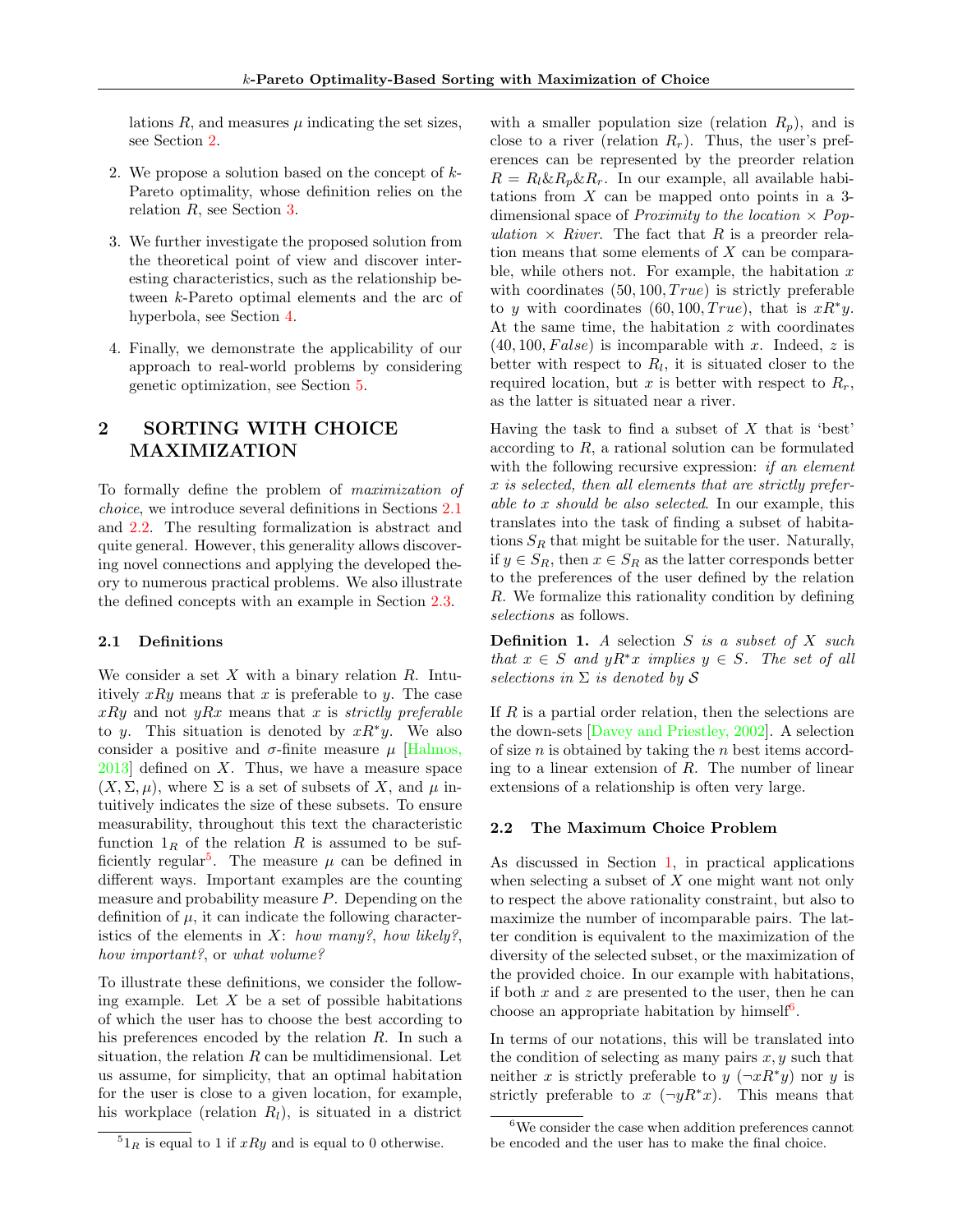lations $R$, and measures $\mu$ indicating the set sizes, see Section 2.

2. We propose a solution based on the concept of $k$-Pareto optimality, whose definition relies on the relation $R$, see Section 3.

3. We further investigate the proposed solution from the theoretical point of view and discover interesting characteristics, such as the relationship between $k$-Pareto optimal elements and the arc of hyperbola, see Section 4.

4. Finally, we demonstrate the applicability of our approach to real-world problems by considering genetic optimization, see Section 5.

## 2 SORTING WITH CHOICE MAXIMIZATION

To formally define the problem of *maximization of choice*, we introduce several definitions in Sections 2.1 and 2.2. The resulting formalization is abstract and quite general. However, this generality allows discovering novel connections and applying the developed theory to numerous practical problems. We also illustrate the defined concepts with an example in Section 2.3.

### 2.1 Definitions

We consider a set $X$ with a binary relation $R$. Intuitively $xRy$ means that $x$ is preferable to $y$. The case $xRy$ and not $yRx$ means that $x$ is *strictly preferable* to $y$. This situation is denoted by $xR^*y$. We also consider a positive and $\sigma$-finite measure $\mu$ [Halmos, 2013] defined on $X$. Thus, we have a measure space $(X, \Sigma, \mu)$, where $\Sigma$ is a set of subsets of $X$, and $\mu$ intuitively indicates the size of these subsets. To ensure measurability, throughout this text the characteristic function $1_R$ of the relation $R$ is assumed to be sufficiently regular[5]. The measure $\mu$ can be defined in different ways. Important examples are the counting measure and probability measure $P$. Depending on the definition of $\mu$, it can indicate the following characteristics of the elements in $X$: *how many?*, *how likely?*, *how important?*, or *what volume?*

To illustrate these definitions, we consider the following example. Let $X$ be a set of possible habitations of which the user has to choose the best according to his preferences encoded by the relation $R$. In such a situation, the relation $R$ can be multidimensional. Let us assume, for simplicity, that an optimal habitation for the user is close to a given location, for example, his workplace (relation $R_l$), is situated in a district with a smaller population size (relation $R_p$), and is close to a river (relation $R_r$). Thus, the user's preferences can be represented by the preorder relation $R = R_l \& R_p \& R_r$. In our example, all available habitations from $X$ can be mapped onto points in a 3-dimensional space of *Proximity to the location* $\times$ *Population* $\times$ *River*. The fact that $R$ is a preorder relation means that some elements of $X$ can be comparable, while others not. For example, the habitation $x$ with coordinates $(50, 100, True)$ is strictly preferable to $y$ with coordinates $(60, 100, True)$, that is $xR^*y$. At the same time, the habitation $z$ with coordinates $(40, 100, False)$ is incomparable with $x$. Indeed, $z$ is better with respect to $R_l$, it is situated closer to the required location, but $x$ is better with respect to $R_r$, as the latter is situated near a river.

Having the task to find a subset of $X$ that is 'best' according to $R$, a rational solution can be formulated with the following recursive expression: *if an element $x$ is selected, then all elements that are strictly preferable to $x$ should be also selected*. In our example, this translates into the task of finding a subset of habitations $S_R$ that might be suitable for the user. Naturally, if $y \in S_R$, then $x \in S_R$ as the latter corresponds better to the preferences of the user defined by the relation $R$. We formalize this rationality condition by defining *selections* as follows.

**Definition 1.** *A* selection *$S$ is a subset of $X$ such that $x \in S$ and $yR^*x$ implies $y \in S$. The set of all selections in $\Sigma$ is denoted by $\mathcal{S}$*

If $R$ is a partial order relation, then the selections are the down-sets [Davey and Priestley, 2002]. A selection of size $n$ is obtained by taking the $n$ best items according to a linear extension of $R$. The number of linear extensions of a relationship is often very large.

### 2.2 The Maximum Choice Problem

As discussed in Section 1, in practical applications when selecting a subset of $X$ one might want not only to respect the above rationality constraint, but also to maximize the number of incomparable pairs. The latter condition is equivalent to the maximization of the diversity of the selected subset, or the maximization of the provided choice. In our example with habitations, if both $x$ and $z$ are presented to the user, then he can choose an appropriate habitation by himself[6].

In terms of our notations, this will be translated into the condition of selecting as many pairs $x, y$ such that neither $x$ is strictly preferable to $y$ ($\neg xR^*y$) nor $y$ is strictly preferable to $x$ ($\neg yR^*x$). This means that

[5] $1_R$ is equal to 1 if $xRy$ and is equal to 0 otherwise.

[6] We consider the case when addition preferences cannot be encoded and the user has to make the final choice.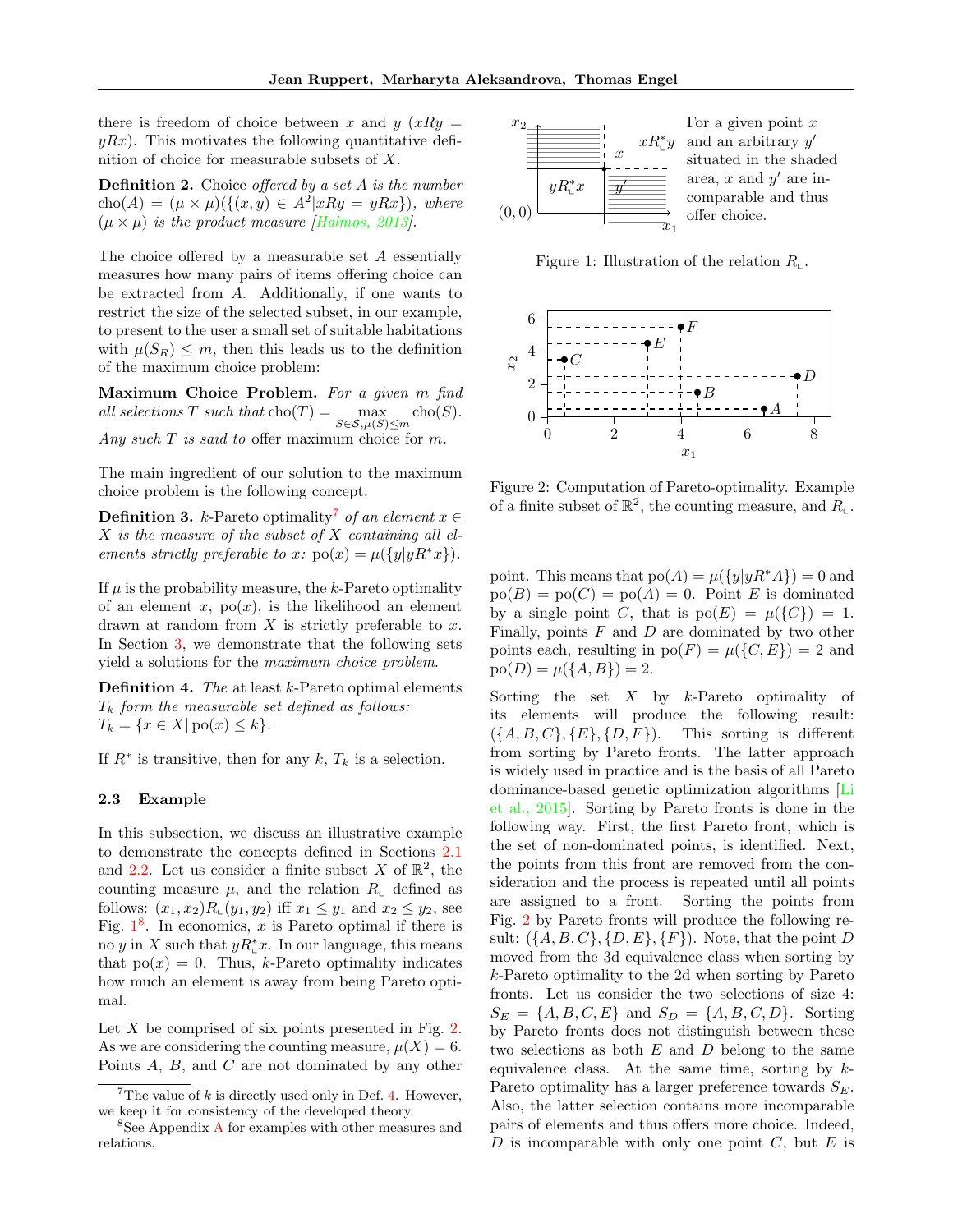there is freedom of choice between $x$ and $y$ ($xRy = yRx$). This motivates the following quantitative definition of choice for measurable subsets of $X$.

**Definition 2.** Choice *offered by a set $A$ is the number* $\text{cho}(A) = (\mu \times \mu)(\{(x, y) \in A^2 | xRy = yRx\})$*, where* $(\mu \times \mu)$ *is the product measure [Halmos, 2013].*

The choice offered by a measurable set $A$ essentially measures how many pairs of items offering choice can be extracted from $A$. Additionally, if one wants to restrict the size of the selected subset, in our example, to present to the user a small set of suitable habitations with $\mu(S_R) \leq m$, then this leads us to the definition of the maximum choice problem:

**Maximum Choice Problem.** *For a given $m$ find all selections $T$ such that* $\text{cho}(T) = \max_{S \in \mathcal{S}, \mu(S) \leq m} \text{cho}(S)$. *Any such $T$ is said to* offer maximum choice for $m$.

The main ingredient of our solution to the maximum choice problem is the following concept.

**Definition 3.** $k$-Pareto optimality[7] *of an element $x \in X$ is the measure of the subset of $X$ containing all elements strictly preferable to $x$:* $\text{po}(x) = \mu(\{y | yR^* x\})$.

If $\mu$ is the probability measure, the $k$-Pareto optimality of an element $x$, $\text{po}(x)$, is the likelihood an element drawn at random from $X$ is strictly preferable to $x$. In Section 3, we demonstrate that the following sets yield a solutions for the *maximum choice problem*.

**Definition 4.** *The* at least $k$-Pareto optimal elements *$T_k$ form the measurable set defined as follows:* $T_k = \{x \in X | \text{po}(x) \leq k\}$.

If $R^*$ is transitive, then for any $k$, $T_k$ is a selection.

### 2.3 Example

In this subsection, we discuss an illustrative example to demonstrate the concepts defined in Sections 2.1 and 2.2. Let us consider a finite subset $X$ of $\mathbb{R}^2$, the counting measure $\mu$, and the relation $R_{\llcorner}$ defined as follows: $(x_1, x_2)R_{\llcorner}(y_1, y_2)$ iff $x_1 \leq y_1$ and $x_2 \leq y_2$, see Fig. 1[8]. In economics, $x$ is Pareto optimal if there is no $y$ in $X$ such that $yR^*_{\llcorner}x$. In our language, this means that $\text{po}(x) = 0$. Thus, $k$-Pareto optimality indicates how much an element is away from being Pareto optimal.

Let $X$ be comprised of six points presented in Fig. 2. As we are considering the counting measure, $\mu(X) = 6$. Points $A$, $B$, and $C$ are not dominated by any other point. This means that $\text{po}(A) = \mu(\{y | yR^* A\}) = 0$ and $\text{po}(B) = \text{po}(C) = \text{po}(A) = 0$. Point $E$ is dominated by a single point $C$, that is $\text{po}(E) = \mu(\{C\}) = 1$. Finally, points $F$ and $D$ are dominated by two other points each, resulting in $\text{po}(F) = \mu(\{C, E\}) = 2$ and $\text{po}(D) = \mu(\{A, B\}) = 2$.

For a given point $x$ and an arbitrary $y'$ situated in the shaded area, $x$ and $y'$ are incomparable and thus offer choice.

Figure 1: Illustration of the relation $R_{\llcorner}$.

Figure 2: Computation of Pareto-optimality. Example of a finite subset of $\mathbb{R}^2$, the counting measure, and $R_{\llcorner}$.

Sorting the set $X$ by $k$-Pareto optimality of its elements will produce the following result: $(\{A, B, C\}, \{E\}, \{D, F\})$. This sorting is different from sorting by Pareto fronts. The latter approach is widely used in practice and is the basis of all Pareto dominance-based genetic optimization algorithms [Li et al., 2015]. Sorting by Pareto fronts is done in the following way. First, the first Pareto front, which is the set of non-dominated points, is identified. Next, the points from this front are removed from the consideration and the process is repeated until all points are assigned to a front. Sorting the points from Fig. 2 by Pareto fronts will produce the following result: $(\{A, B, C\}, \{D, E\}, \{F\})$. Note, that the point $D$ moved from the 3d equivalence class when sorting by $k$-Pareto optimality to the 2d when sorting by Pareto fronts. Let us consider the two selections of size 4: $S_E = \{A, B, C, E\}$ and $S_D = \{A, B, C, D\}$. Sorting by Pareto fronts does not distinguish between these two selections as both $E$ and $D$ belong to the same equivalence class. At the same time, sorting by $k$-Pareto optimality has a larger preference towards $S_E$. Also, the latter selection contains more incomparable pairs of elements and thus offers more choice. Indeed, $D$ is incomparable with only one point $C$, but $E$ is

---

[7] The value of $k$ is directly used only in Def. 4. However, we keep it for consistency of the developed theory.

[8] See Appendix A for examples with other measures and relations.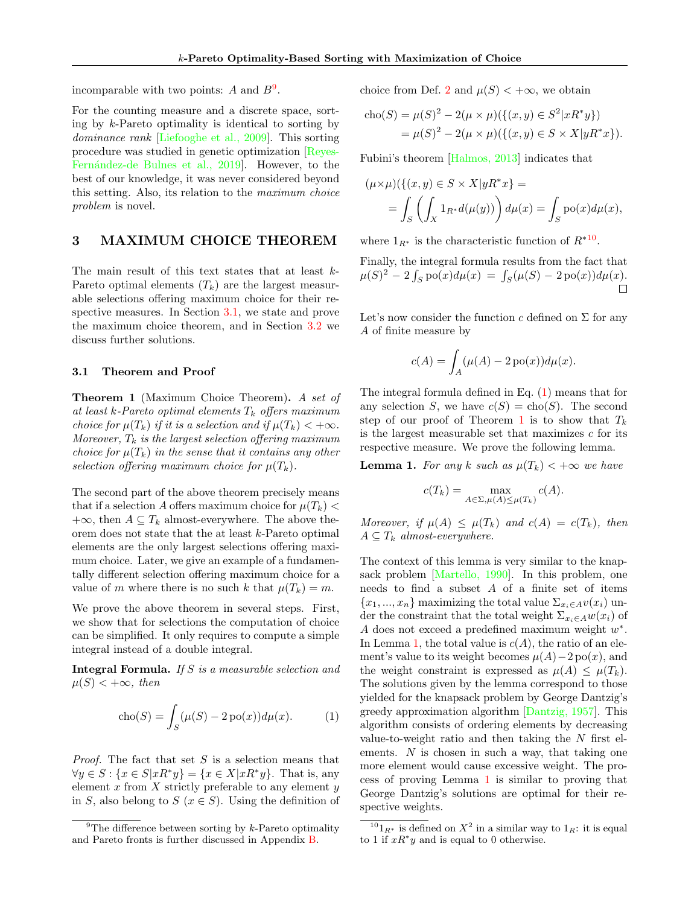incomparable with two points: $A$ and $B$[9].

For the counting measure and a discrete space, sorting by $k$-Pareto optimality is identical to sorting by *dominance rank* [Liefooghe et al., 2009]. This sorting procedure was studied in genetic optimization [Reyes-Fernández-de Bulnes et al., 2019]. However, to the best of our knowledge, it was never considered beyond this setting. Also, its relation to the *maximum choice problem* is novel.

## 3 MAXIMUM CHOICE THEOREM

The main result of this text states that at least $k$-Pareto optimal elements ($T_k$) are the largest measurable selections offering maximum choice for their respective measures. In Section 3.1, we state and prove the maximum choice theorem, and in Section 3.2 we discuss further solutions.

### 3.1 Theorem and Proof

**Theorem 1** (Maximum Choice Theorem)**.** *A set of at least $k$-Pareto optimal elements $T_k$ offers maximum choice for $\mu(T_k)$ if it is a selection and if $\mu(T_k) < +\infty$. Moreover, $T_k$ is the largest selection offering maximum choice for $\mu(T_k)$ in the sense that it contains any other selection offering maximum choice for $\mu(T_k)$.*

The second part of the above theorem precisely means that if a selection $A$ offers maximum choice for $\mu(T_k) < +\infty$, then $A \subseteq T_k$ almost-everywhere. The above theorem does not state that the at least $k$-Pareto optimal elements are the only largest selections offering maximum choice. Later, we give an example of a fundamentally different selection offering maximum choice for a value of $m$ where there is no such $k$ that $\mu(T_k) = m$.

We prove the above theorem in several steps. First, we show that for selections the computation of choice can be simplified. It only requires to compute a simple integral instead of a double integral.

**Integral Formula.** *If $S$ is a measurable selection and $\mu(S) < +\infty$, then*

$$\operatorname{cho}(S) = \int_S (\mu(S) - 2\operatorname{po}(x))d\mu(x). \tag{1}$$

*Proof.* The fact that set $S$ is a selection means that $\forall y \in S : \{x \in S | xR^*y\} = \{x \in X | xR^*y\}$. That is, any element $x$ from $X$ strictly preferable to any element $y$ in $S$, also belong to $S$ ($x \in S$). Using the definition of choice from Def. 2 and $\mu(S) < +\infty$, we obtain

$$\begin{aligned}\operatorname{cho}(S) &= \mu(S)^2 - 2(\mu \times \mu)(\{(x,y) \in S^2 | xR^*y\}) \\ &= \mu(S)^2 - 2(\mu \times \mu)(\{(x,y) \in S \times X | yR^*x\}).\end{aligned}$$

Fubini's theorem [Halmos, 2013] indicates that

$$\begin{aligned}(\mu\times\mu)&(\{(x,y) \in S \times X | yR^*x\} = \\ &= \int_S \left( \int_X 1_{R^*} d(\mu(y)) \right) d\mu(x) = \int_S \operatorname{po}(x)d\mu(x),\end{aligned}$$

where $1_{R^*}$ is the characteristic function of $R^*$[10].

Finally, the integral formula results from the fact that $\mu(S)^2 - 2\int_S \operatorname{po}(x)d\mu(x) = \int_S(\mu(S) - 2\operatorname{po}(x))d\mu(x)$. □

Let's now consider the function $c$ defined on $\Sigma$ for any $A$ of finite measure by

$$c(A) = \int_A (\mu(A) - 2\operatorname{po}(x))d\mu(x).$$

The integral formula defined in Eq. (1) means that for any selection $S$, we have $c(S) = \operatorname{cho}(S)$. The second step of our proof of Theorem 1 is to show that $T_k$ is the largest measurable set that maximizes $c$ for its respective measure. We prove the following lemma.

**Lemma 1.** *For any $k$ such as $\mu(T_k) < +\infty$ we have*

$$c(T_k) = \max_{A \in \Sigma, \mu(A) \leq \mu(T_k)} c(A).$$

*Moreover, if $\mu(A) \leq \mu(T_k)$ and $c(A) = c(T_k)$, then $A \subseteq T_k$ almost-everywhere.*

The context of this lemma is very similar to the knapsack problem [Martello, 1990]. In this problem, one needs to find a subset $A$ of a finite set of items $\{x_1, ..., x_n\}$ maximizing the total value $\Sigma_{x_i \in A} v(x_i)$ under the constraint that the total weight $\Sigma_{x_i \in A} w(x_i)$ of $A$ does not exceed a predefined maximum weight $w^*$. In Lemma 1, the total value is $c(A)$, the ratio of an element's value to its weight becomes $\mu(A) - 2\operatorname{po}(x)$, and the weight constraint is expressed as $\mu(A) \leq \mu(T_k)$. The solutions given by the lemma correspond to those yielded for the knapsack problem by George Dantzig's greedy approximation algorithm [Dantzig, 1957]. This algorithm consists of ordering elements by decreasing value-to-weight ratio and then taking the $N$ first elements. $N$ is chosen in such a way, that taking one more element would cause excessive weight. The process of proving Lemma 1 is similar to proving that George Dantzig's solutions are optimal for their respective weights.

[9] The difference between sorting by $k$-Pareto optimality and Pareto fronts is further discussed in Appendix B.

[10] $1_{R^*}$ is defined on $X^2$ in a similar way to $1_R$: it is equal to 1 if $xR^*y$ and is equal to 0 otherwise.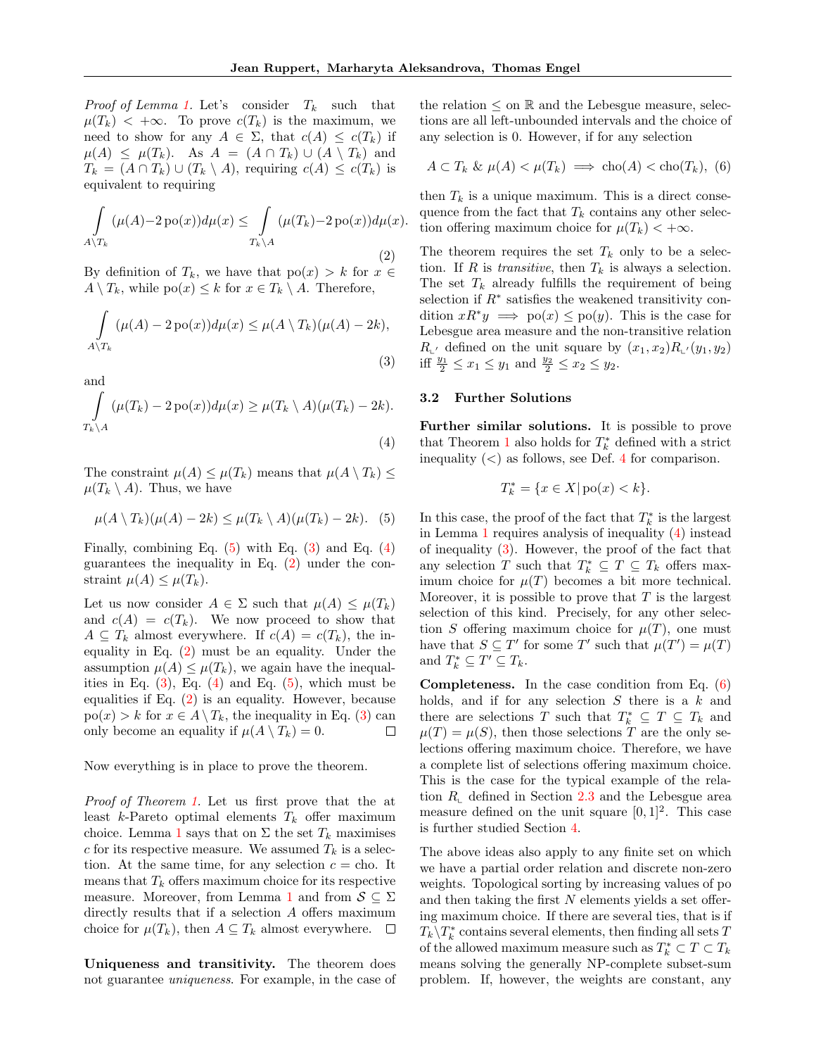*Proof of Lemma 1.* Let's consider $T_k$ such that $\mu(T_k) < +\infty$. To prove $c(T_k)$ is the maximum, we need to show for any $A \in \Sigma$, that $c(A) \leq c(T_k)$ if $\mu(A) \leq \mu(T_k)$. As $A = (A \cap T_k) \cup (A \setminus T_k)$ and $T_k = (A \cap T_k) \cup (T_k \setminus A)$, requiring $c(A) \leq c(T_k)$ is equivalent to requiring

$$\int_{A \setminus T_k} (\mu(A) - 2\,\mathrm{po}(x)) d\mu(x) \leq \int_{T_k \setminus A} (\mu(T_k) - 2\,\mathrm{po}(x)) d\mu(x). \tag{2}$$

By definition of $T_k$, we have that $\mathrm{po}(x) > k$ for $x \in A \setminus T_k$, while $\mathrm{po}(x) \leq k$ for $x \in T_k \setminus A$. Therefore,

$$\int_{A \setminus T_k} (\mu(A) - 2\,\mathrm{po}(x)) d\mu(x) \leq \mu(A \setminus T_k)(\mu(A) - 2k), \tag{3}$$

and

$$\int_{T_k \setminus A} (\mu(T_k) - 2\,\mathrm{po}(x)) d\mu(x) \geq \mu(T_k \setminus A)(\mu(T_k) - 2k). \tag{4}$$

The constraint $\mu(A) \leq \mu(T_k)$ means that $\mu(A \setminus T_k) \leq \mu(T_k \setminus A)$. Thus, we have

$$\mu(A \setminus T_k)(\mu(A) - 2k) \leq \mu(T_k \setminus A)(\mu(T_k) - 2k). \tag{5}$$

Finally, combining Eq. (5) with Eq. (3) and Eq. (4) guarantees the inequality in Eq. (2) under the constraint $\mu(A) \leq \mu(T_k)$.

Let us now consider $A \in \Sigma$ such that $\mu(A) \leq \mu(T_k)$ and $c(A) = c(T_k)$. We now proceed to show that $A \subseteq T_k$ almost everywhere. If $c(A) = c(T_k)$, the inequality in Eq. (2) must be an equality. Under the assumption $\mu(A) \leq \mu(T_k)$, we again have the inequalities in Eq. (3), Eq. (4) and Eq. (5), which must be equalities if Eq. (2) is an equality. However, because $\mathrm{po}(x) > k$ for $x \in A \setminus T_k$, the inequality in Eq. (3) can only become an equality if $\mu(A \setminus T_k) = 0$. $\square$

Now everything is in place to prove the theorem.

*Proof of Theorem 1.* Let us first prove that the at least $k$-Pareto optimal elements $T_k$ offer maximum choice. Lemma 1 says that on $\Sigma$ the set $T_k$ maximises $c$ for its respective measure. We assumed $T_k$ is a selection. At the same time, for any selection $c = \mathrm{cho}$. It means that $T_k$ offers maximum choice for its respective measure. Moreover, from Lemma 1 and from $\mathcal{S} \subseteq \Sigma$ directly results that if a selection $A$ offers maximum choice for $\mu(T_k)$, then $A \subseteq T_k$ almost everywhere. $\square$

**Uniqueness and transitivity.** The theorem does not guarantee *uniqueness*. For example, in the case of the relation $\leq$ on $\mathbb{R}$ and the Lebesgue measure, selections are all left-unbounded intervals and the choice of any selection is 0. However, if for any selection

$$A \subset T_k \;\&\; \mu(A) < \mu(T_k) \implies \mathrm{cho}(A) < \mathrm{cho}(T_k), \tag{6}$$

then $T_k$ is a unique maximum. This is a direct consequence from the fact that $T_k$ contains any other selection offering maximum choice for $\mu(T_k) < +\infty$.

The theorem requires the set $T_k$ only to be a selection. If $R$ is *transitive*, then $T_k$ is always a selection. The set $T_k$ already fulfills the requirement of being selection if $R^*$ satisfies the weakened transitivity condition $xR^*y \implies \mathrm{po}(x) \leq \mathrm{po}(y)$. This is the case for Lebesgue area measure and the non-transitive relation $R_{\llcorner'}$ defined on the unit square by $(x_1, x_2) R_{\llcorner'} (y_1, y_2)$ iff $\frac{y_1}{2} \leq x_1 \leq y_1$ and $\frac{y_2}{2} \leq x_2 \leq y_2$.

### 3.2 Further Solutions

**Further similar solutions.** It is possible to prove that Theorem 1 also holds for $T_k^*$ defined with a strict inequality ($<$) as follows, see Def. 4 for comparison.

$$T_k^* = \{x \in X \,|\, \mathrm{po}(x) < k\}.$$

In this case, the proof of the fact that $T_k^*$ is the largest in Lemma 1 requires analysis of inequality (4) instead of inequality (3). However, the proof of the fact that any selection $T$ such that $T_k^* \subseteq T \subseteq T_k$ offers maximum choice for $\mu(T)$ becomes a bit more technical. Moreover, it is possible to prove that $T$ is the largest selection of this kind. Precisely, for any other selection $S$ offering maximum choice for $\mu(T)$, one must have that $S \subseteq T'$ for some $T'$ such that $\mu(T') = \mu(T)$ and $T_k^* \subseteq T' \subseteq T_k$.

**Completeness.** In the case condition from Eq. (6) holds, and if for any selection $S$ there is a $k$ and there are selections $T$ such that $T_k^* \subseteq T \subseteq T_k$ and $\mu(T) = \mu(S)$, then those selections $T$ are the only selections offering maximum choice. Therefore, we have a complete list of selections offering maximum choice. This is the case for the typical example of the relation $R_{\llcorner}$ defined in Section 2.3 and the Lebesgue area measure defined on the unit square $[0, 1]^2$. This case is further studied Section 4.

The above ideas also apply to any finite set on which we have a partial order relation and discrete non-zero weights. Topological sorting by increasing values of po and then taking the first $N$ elements yields a set offering maximum choice. If there are several ties, that is if $T_k \setminus T_k^*$ contains several elements, then finding all sets $T$ of the allowed maximum measure such as $T_k^* \subset T \subset T_k$ means solving the generally NP-complete subset-sum problem. If, however, the weights are constant, any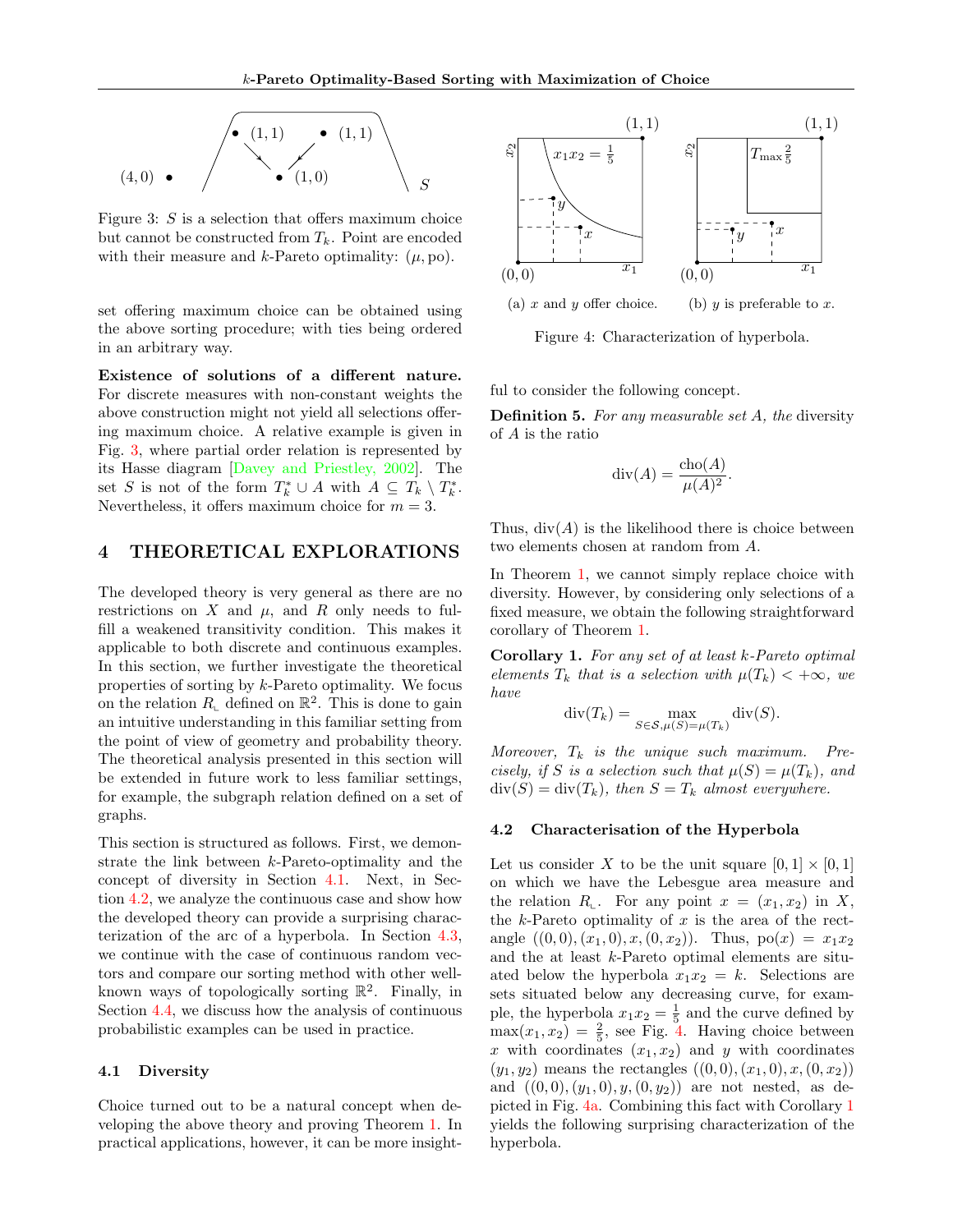Figure 3: $S$ is a selection that offers maximum choice but cannot be constructed from $T_k$. Point are encoded with their measure and $k$-Pareto optimality: $(\mu, \text{po})$.

set offering maximum choice can be obtained using the above sorting procedure; with ties being ordered in an arbitrary way.

**Existence of solutions of a different nature.** For discrete measures with non-constant weights the above construction might not yield all selections offering maximum choice. A relative example is given in Fig. 3, where partial order relation is represented by its Hasse diagram [Davey and Priestley, 2002]. The set $S$ is not of the form $T_k^* \cup A$ with $A \subseteq T_k \setminus T_k^*$. Nevertheless, it offers maximum choice for $m = 3$.

## 4 THEORETICAL EXPLORATIONS

The developed theory is very general as there are no restrictions on $X$ and $\mu$, and $R$ only needs to fulfill a weakened transitivity condition. This makes it applicable to both discrete and continuous examples. In this section, we further investigate the theoretical properties of sorting by $k$-Pareto optimality. We focus on the relation $R_{\llcorner}$ defined on $\mathbb{R}^2$. This is done to gain an intuitive understanding in this familiar setting from the point of view of geometry and probability theory. The theoretical analysis presented in this section will be extended in future work to less familiar settings, for example, the subgraph relation defined on a set of graphs.

This section is structured as follows. First, we demonstrate the link between $k$-Pareto-optimality and the concept of diversity in Section 4.1. Next, in Section 4.2, we analyze the continuous case and show how the developed theory can provide a surprising characterization of the arc of a hyperbola. In Section 4.3, we continue with the case of continuous random vectors and compare our sorting method with other well-known ways of topologically sorting $\mathbb{R}^2$. Finally, in Section 4.4, we discuss how the analysis of continuous probabilistic examples can be used in practice.

### 4.1 Diversity

Choice turned out to be a natural concept when developing the above theory and proving Theorem 1. In practical applications, however, it can be more insightful to consider the following concept.

Figure 4: Characterization of hyperbola. (a) $x$ and $y$ offer choice. (b) $y$ is preferable to $x$.

**Definition 5.** *For any measurable set $A$, the* diversity *of $A$ is the ratio*

$$\text{div}(A) = \frac{\text{cho}(A)}{\mu(A)^2}.$$

Thus, $\text{div}(A)$ is the likelihood there is choice between two elements chosen at random from $A$.

In Theorem 1, we cannot simply replace choice with diversity. However, by considering only selections of a fixed measure, we obtain the following straightforward corollary of Theorem 1.

**Corollary 1.** *For any set of at least $k$-Pareto optimal elements $T_k$ that is a selection with $\mu(T_k) < +\infty$, we have*

$$\text{div}(T_k) = \max_{S \in \mathcal{S}, \mu(S) = \mu(T_k)} \text{div}(S).$$

*Moreover, $T_k$ is the unique such maximum. Precisely, if $S$ is a selection such that $\mu(S) = \mu(T_k)$, and $\text{div}(S) = \text{div}(T_k)$, then $S = T_k$ almost everywhere.*

### 4.2 Characterisation of the Hyperbola

Let us consider $X$ to be the unit square $[0, 1] \times [0, 1]$ on which we have the Lebesgue area measure and the relation $R_{\llcorner}$. For any point $x = (x_1, x_2)$ in $X$, the $k$-Pareto optimality of $x$ is the area of the rectangle $((0, 0), (x_1, 0), x, (0, x_2))$. Thus, $\text{po}(x) = x_1 x_2$ and the at least $k$-Pareto optimal elements are situated below the hyperbola $x_1 x_2 = k$. Selections are sets situated below any decreasing curve, for example, the hyperbola $x_1 x_2 = \frac{1}{5}$ and the curve defined by $\max(x_1, x_2) = \frac{2}{5}$, see Fig. 4. Having choice between $x$ with coordinates $(x_1, x_2)$ and $y$ with coordinates $(y_1, y_2)$ means the rectangles $((0, 0), (x_1, 0), x, (0, x_2))$ and $((0, 0), (y_1, 0), y, (0, y_2))$ are not nested, as depicted in Fig. 4a. Combining this fact with Corollary 1 yields the following surprising characterization of the hyperbola.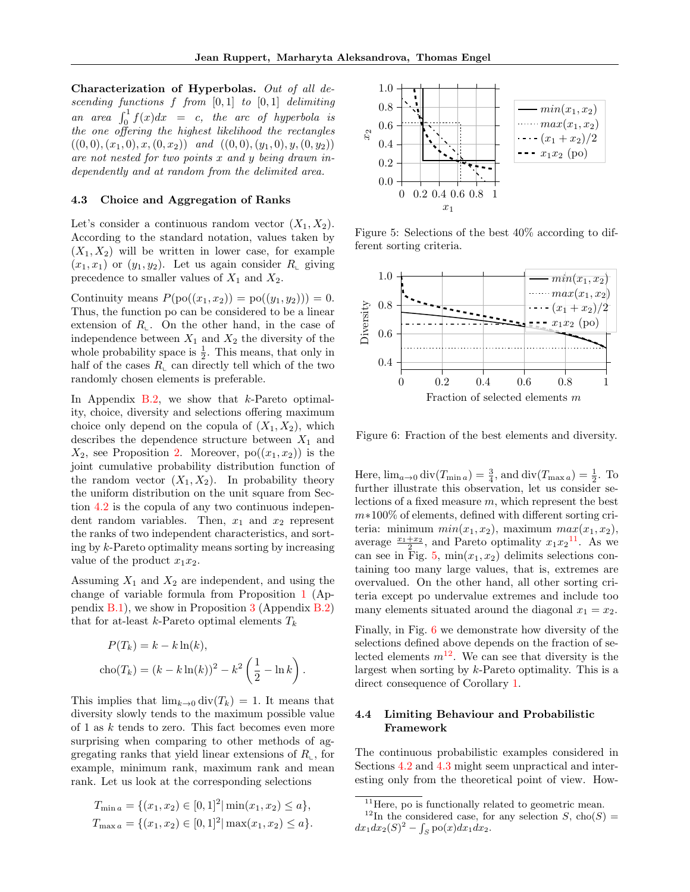**Characterization of Hyperbolas.** *Out of all descending functions $f$ from $[0,1]$ to $[0,1]$ delimiting an area $\int_0^1 f(x)dx = c$, the arc of hyperbola is the one offering the highest likelihood the rectangles $((0,0),(x_1,0),x,(0,x_2))$ and $((0,0),(y_1,0),y,(0,y_2))$ are not nested for two points $x$ and $y$ being drawn independently and at random from the delimited area.*

### 4.3 Choice and Aggregation of Ranks

Let's consider a continuous random vector $(X_1, X_2)$. According to the standard notation, values taken by $(X_1, X_2)$ will be written in lower case, for example $(x_1, x_1)$ or $(y_1, y_2)$. Let us again consider $R_{\llcorner}$ giving precedence to smaller values of $X_1$ and $X_2$.

Continuity means $P(\text{po}((x_1,x_2)) = \text{po}((y_1,y_2))) = 0$. Thus, the function po can be considered to be a linear extension of $R_{\llcorner}$. On the other hand, in the case of independence between $X_1$ and $X_2$ the diversity of the whole probability space is $\frac{1}{2}$. This means, that only in half of the cases $R_{\llcorner}$ can directly tell which of the two randomly chosen elements is preferable.

In Appendix B.2, we show that $k$-Pareto optimality, choice, diversity and selections offering maximum choice only depend on the copula of $(X_1, X_2)$, which describes the dependence structure between $X_1$ and $X_2$, see Proposition 2. Moreover, $\text{po}((x_1, x_2))$ is the joint cumulative probability distribution function of the random vector $(X_1, X_2)$. In probability theory the uniform distribution on the unit square from Section 4.2 is the copula of any two continuous independent random variables. Then, $x_1$ and $x_2$ represent the ranks of two independent characteristics, and sorting by $k$-Pareto optimality means sorting by increasing value of the product $x_1x_2$.

Assuming $X_1$ and $X_2$ are independent, and using the change of variable formula from Proposition 1 (Appendix B.1), we show in Proposition 3 (Appendix B.2) that for at-least $k$-Pareto optimal elements $T_k$

$$P(T_k) = k - k\ln(k),$$
$$\text{cho}(T_k) = (k - k\ln(k))^2 - k^2\left(\frac{1}{2} - \ln k\right).$$

This implies that $\lim_{k\to 0} \text{div}(T_k) = 1$. It means that diversity slowly tends to the maximum possible value of 1 as $k$ tends to zero. This fact becomes even more surprising when comparing to other methods of aggregating ranks that yield linear extensions of $R_{\llcorner}$, for example, minimum rank, maximum rank and mean rank. Let us look at the corresponding selections

$$T_{\min a} = \{(x_1,x_2) \in [0,1]^2 | \min(x_1,x_2) \le a\},$$
$$T_{\max a} = \{(x_1,x_2) \in [0,1]^2 | \max(x_1,x_2) \le a\}.$$

Figure 5: Selections of the best 40% according to different sorting criteria.

Figure 6: Fraction of the best elements and diversity.

Here, $\lim_{a\to 0} \text{div}(T_{\min a}) = \frac{3}{4}$, and $\text{div}(T_{\max a}) = \frac{1}{2}$. To further illustrate this observation, let us consider selections of a fixed measure $m$, which represent the best $m*100\%$ of elements, defined with different sorting criteria: minimum $min(x_1, x_2)$, maximum $max(x_1, x_2)$, average $\frac{x_1+x_2}{2}$, and Pareto optimality $x_1x_2$[11]. As we can see in Fig. 5, $\min(x_1, x_2)$ delimits selections containing too many large values, that is, extremes are overvalued. On the other hand, all other sorting criteria except po undervalue extremes and include too many elements situated around the diagonal $x_1 = x_2$.

Finally, in Fig. 6 we demonstrate how diversity of the selections defined above depends on the fraction of selected elements $m$[12]. We can see that diversity is the largest when sorting by $k$-Pareto optimality. This is a direct consequence of Corollary 1.

### 4.4 Limiting Behaviour and Probabilistic Framework

The continuous probabilistic examples considered in Sections 4.2 and 4.3 might seem unpractical and interesting only from the theoretical point of view. How-

[11] Here, po is functionally related to geometric mean.

[12] In the considered case, for any selection $S$, $\text{cho}(S) = dx_1dx_2(S)^2 - \int_S \text{po}(x)dx_1dx_2$.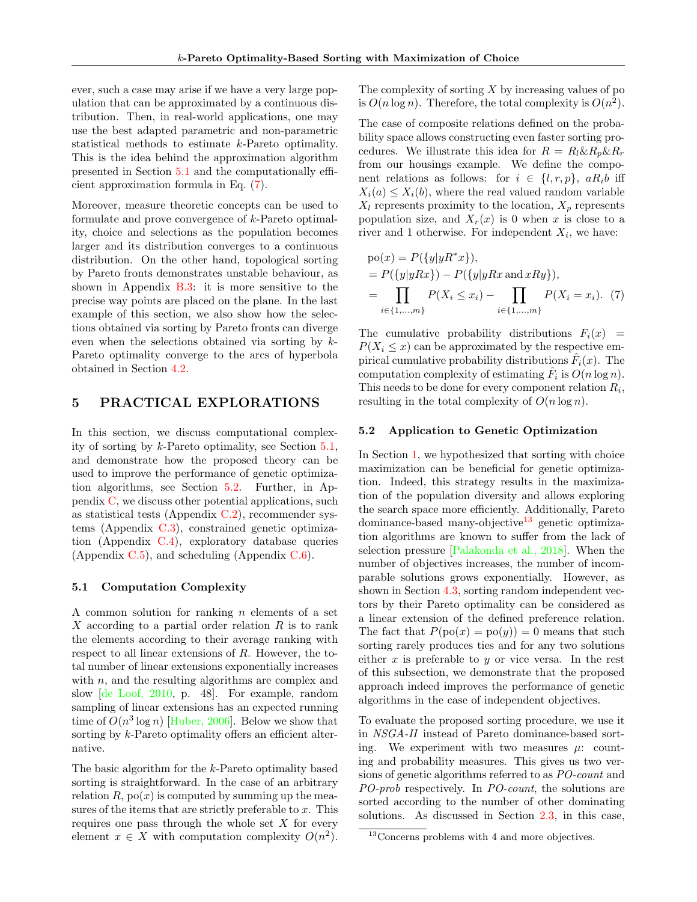ever, such a case may arise if we have a very large population that can be approximated by a continuous distribution. Then, in real-world applications, one may use the best adapted parametric and non-parametric statistical methods to estimate $k$-Pareto optimality. This is the idea behind the approximation algorithm presented in Section 5.1 and the computationally efficient approximation formula in Eq. (7).

Moreover, measure theoretic concepts can be used to formulate and prove convergence of $k$-Pareto optimality, choice and selections as the population becomes larger and its distribution converges to a continuous distribution. On the other hand, topological sorting by Pareto fronts demonstrates unstable behaviour, as shown in Appendix B.3: it is more sensitive to the precise way points are placed on the plane. In the last example of this section, we also show how the selections obtained via sorting by Pareto fronts can diverge even when the selections obtained via sorting by $k$-Pareto optimality converge to the arcs of hyperbola obtained in Section 4.2.

## 5 PRACTICAL EXPLORATIONS

In this section, we discuss computational complexity of sorting by $k$-Pareto optimality, see Section 5.1, and demonstrate how the proposed theory can be used to improve the performance of genetic optimization algorithms, see Section 5.2. Further, in Appendix C, we discuss other potential applications, such as statistical tests (Appendix C.2), recommender systems (Appendix C.3), constrained genetic optimization (Appendix C.4), exploratory database queries (Appendix C.5), and scheduling (Appendix C.6).

### 5.1 Computation Complexity

A common solution for ranking $n$ elements of a set $X$ according to a partial order relation $R$ is to rank the elements according to their average ranking with respect to all linear extensions of $R$. However, the total number of linear extensions exponentially increases with $n$, and the resulting algorithms are complex and slow [de Loof, 2010, p. 48]. For example, random sampling of linear extensions has an expected running time of $O(n^3 \log n)$ [Huber, 2006]. Below we show that sorting by $k$-Pareto optimality offers an efficient alternative.

The basic algorithm for the $k$-Pareto optimality based sorting is straightforward. In the case of an arbitrary relation $R$, $\text{po}(x)$ is computed by summing up the measures of the items that are strictly preferable to $x$. This requires one pass through the whole set $X$ for every element $x \in X$ with computation complexity $O(n^2)$. The complexity of sorting $X$ by increasing values of po is $O(n \log n)$. Therefore, the total complexity is $O(n^2)$.

The case of composite relations defined on the probability space allows constructing even faster sorting procedures. We illustrate this idea for $R = R_l \& R_p \& R_r$ from our housings example. We define the component relations as follows: for $i \in \{l, r, p\}$, $aR_ib$ iff $X_i(a) \leq X_i(b)$, where the real valued random variable $X_l$ represents proximity to the location, $X_p$ represents population size, and $X_r(x)$ is 0 when $x$ is close to a river and 1 otherwise. For independent $X_i$, we have:

$$
\begin{aligned}
&\text{po}(x) = P(\{y | yR^*x\}), \\
&= P(\{y | yRx\}) - P(\{y | yRx \text{ and } xRy\}), \\
&= \prod_{i \in \{1,\dots,m\}} P(X_i \leq x_i) - \prod_{i \in \{1,\dots,m\}} P(X_i = x_i). \quad (7)
\end{aligned}
$$

The cumulative probability distributions $F_i(x) = P(X_i \leq x)$ can be approximated by the respective empirical cumulative probability distributions $\hat{F}_i(x)$. The computation complexity of estimating $\hat{F}_i$ is $O(n \log n)$. This needs to be done for every component relation $R_i$, resulting in the total complexity of $O(n \log n)$.

### 5.2 Application to Genetic Optimization

In Section 1, we hypothesized that sorting with choice maximization can be beneficial for genetic optimization. Indeed, this strategy results in the maximization of the population diversity and allows exploring the search space more efficiently. Additionally, Pareto dominance-based many-objective[13] genetic optimization algorithms are known to suffer from the lack of selection pressure [Palakonda et al., 2018]. When the number of objectives increases, the number of incomparable solutions grows exponentially. However, as shown in Section 4.3, sorting random independent vectors by their Pareto optimality can be considered as a linear extension of the defined preference relation. The fact that $P(\text{po}(x) = \text{po}(y)) = 0$ means that such sorting rarely produces ties and for any two solutions either $x$ is preferable to $y$ or vice versa. In the rest of this subsection, we demonstrate that the proposed approach indeed improves the performance of genetic algorithms in the case of independent objectives.

To evaluate the proposed sorting procedure, we use it in *NSGA-II* instead of Pareto dominance-based sorting. We experiment with two measures $\mu$: counting and probability measures. This gives us two versions of genetic algorithms referred to as *PO-count* and *PO-prob* respectively. In *PO-count*, the solutions are sorted according to the number of other dominating solutions. As discussed in Section 2.3, in this case,

[13] Concerns problems with 4 and more objectives.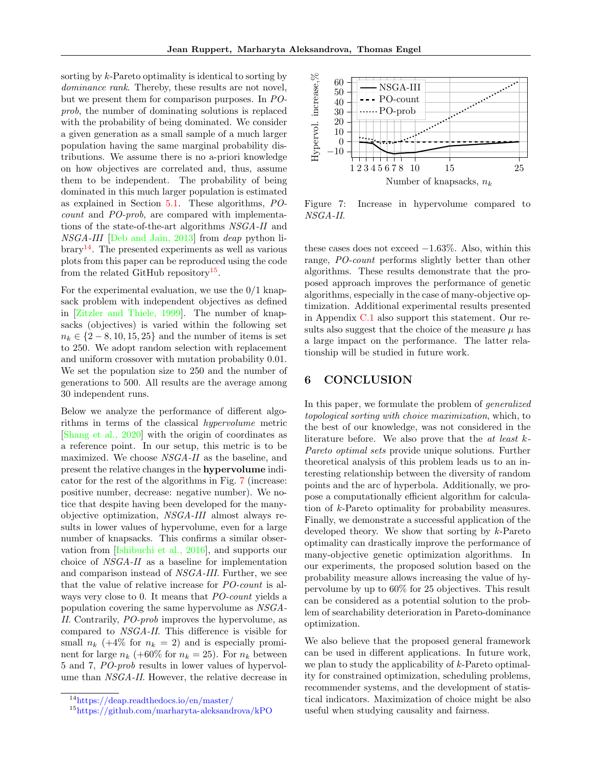sorting by $k$-Pareto optimality is identical to sorting by *dominance rank*. Thereby, these results are not novel, but we present them for comparison purposes. In *PO-prob*, the number of dominating solutions is replaced with the probability of being dominated. We consider a given generation as a small sample of a much larger population having the same marginal probability distributions. We assume there is no a-priori knowledge on how objectives are correlated and, thus, assume them to be independent. The probability of being dominated in this much larger population is estimated as explained in Section 5.1. These algorithms, *PO-count* and *PO-prob*, are compared with implementations of the state-of-the-art algorithms *NSGA-II* and *NSGA-III* [Deb and Jain, 2013] from *deap* python library[14]. The presented experiments as well as various plots from this paper can be reproduced using the code from the related GitHub repository[15].

For the experimental evaluation, we use the 0/1 knapsack problem with independent objectives as defined in [Zitzler and Thiele, 1999]. The number of knapsacks (objectives) is varied within the following set $n_k \in \{2-8, 10, 15, 25\}$ and the number of items is set to 250. We adopt random selection with replacement and uniform crossover with mutation probability 0.01. We set the population size to 250 and the number of generations to 500. All results are the average among 30 independent runs.

Below we analyze the performance of different algorithms in terms of the classical *hypervolume* metric [Shang et al., 2020] with the origin of coordinates as a reference point. In our setup, this metric is to be maximized. We choose *NSGA-II* as the baseline, and present the relative changes in the **hypervolume** indicator for the rest of the algorithms in Fig. 7 (increase: positive number, decrease: negative number). We notice that despite having been developed for the many-objective optimization, *NSGA-III* almost always results in lower values of hypervolume, even for a large number of knapsacks. This confirms a similar observation from [Ishibuchi et al., 2016], and supports our choice of *NSGA-II* as a baseline for implementation and comparison instead of *NSGA-III*. Further, we see that the value of relative increase for *PO-count* is always very close to 0. It means that *PO-count* yields a population covering the same hypervolume as *NSGA-II*. Contrarily, *PO-prob* improves the hypervolume, as compared to *NSGA-II*. This difference is visible for small $n_k$ (+4% for $n_k = 2$) and is especially prominent for large $n_k$ (+60% for $n_k = 25$). For $n_k$ between 5 and 7, *PO-prob* results in lower values of hypervolume than *NSGA-II*. However, the relative decrease in these cases does not exceed −1.63%. Also, within this range, *PO-count* performs slightly better than other algorithms. These results demonstrate that the proposed approach improves the performance of genetic algorithms, especially in the case of many-objective optimization. Additional experimental results presented in Appendix C.1 also support this statement. Our results also suggest that the choice of the measure $\mu$ has a large impact on the performance. The latter relationship will be studied in future work.

Figure 7: Increase in hypervolume compared to *NSGA-II*.

## 6 CONCLUSION

In this paper, we formulate the problem of *generalized topological sorting with choice maximization*, which, to the best of our knowledge, was not considered in the literature before. We also prove that the *at least k-Pareto optimal sets* provide unique solutions. Further theoretical analysis of this problem leads us to an interesting relationship between the diversity of random points and the arc of hyperbola. Additionally, we propose a computationally efficient algorithm for calculation of $k$-Pareto optimality for probability measures. Finally, we demonstrate a successful application of the developed theory. We show that sorting by $k$-Pareto optimality can drastically improve the performance of many-objective genetic optimization algorithms. In our experiments, the proposed solution based on the probability measure allows increasing the value of hypervolume by up to 60% for 25 objectives. This result can be considered as a potential solution to the problem of searchability deterioration in Pareto-dominance optimization.

We also believe that the proposed general framework can be used in different applications. In future work, we plan to study the applicability of $k$-Pareto optimality for constrained optimization, scheduling problems, recommender systems, and the development of statistical indicators. Maximization of choice might be also useful when studying causality and fairness.

[14] https://deap.readthedocs.io/en/master/

[15] https://github.com/marharyta-aleksandrova/kPO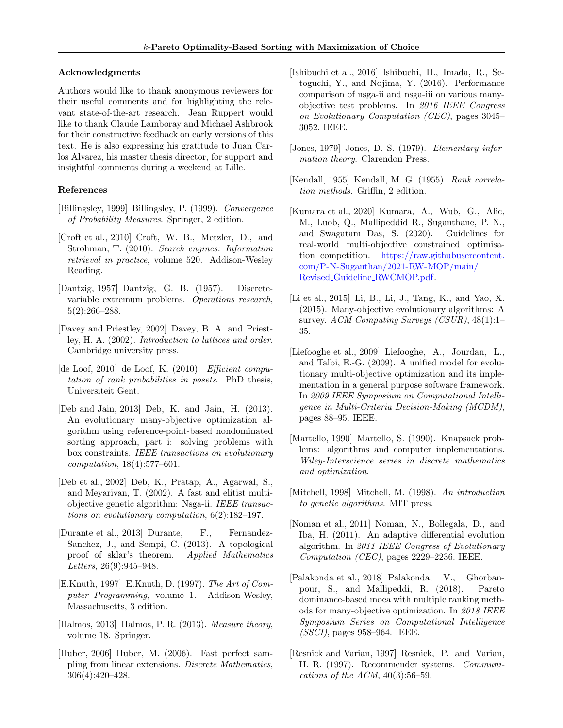## Acknowledgments

Authors would like to thank anonymous reviewers for their useful comments and for highlighting the relevant state-of-the-art research. Jean Ruppert would like to thank Claude Lamboray and Michael Ashbrook for their constructive feedback on early versions of this text. He is also expressing his gratitude to Juan Carlos Alvarez, his master thesis director, for support and insightful comments during a weekend at Lille.

## References

[Billingsley, 1999] Billingsley, P. (1999). *Convergence of Probability Measures*. Springer, 2 edition.

[Croft et al., 2010] Croft, W. B., Metzler, D., and Strohman, T. (2010). *Search engines: Information retrieval in practice*, volume 520. Addison-Wesley Reading.

[Dantzig, 1957] Dantzig, G. B. (1957). Discrete-variable extremum problems. *Operations research*, 5(2):266–288.

[Davey and Priestley, 2002] Davey, B. A. and Priestley, H. A. (2002). *Introduction to lattices and order*. Cambridge university press.

[de Loof, 2010] de Loof, K. (2010). *Efficient computation of rank probabilities in posets*. PhD thesis, Universiteit Gent.

[Deb and Jain, 2013] Deb, K. and Jain, H. (2013). An evolutionary many-objective optimization algorithm using reference-point-based nondominated sorting approach, part i: solving problems with box constraints. *IEEE transactions on evolutionary computation*, 18(4):577–601.

[Deb et al., 2002] Deb, K., Pratap, A., Agarwal, S., and Meyarivan, T. (2002). A fast and elitist multiobjective genetic algorithm: Nsga-ii. *IEEE transactions on evolutionary computation*, 6(2):182–197.

[Durante et al., 2013] Durante, F., Fernandez-Sanchez, J., and Sempi, C. (2013). A topological proof of sklar's theorem. *Applied Mathematics Letters*, 26(9):945–948.

[E.Knuth, 1997] E.Knuth, D. (1997). *The Art of Computer Programming*, volume 1. Addison-Wesley, Massachusetts, 3 edition.

[Halmos, 2013] Halmos, P. R. (2013). *Measure theory*, volume 18. Springer.

[Huber, 2006] Huber, M. (2006). Fast perfect sampling from linear extensions. *Discrete Mathematics*, 306(4):420–428.

[Ishibuchi et al., 2016] Ishibuchi, H., Imada, R., Setoguchi, Y., and Nojima, Y. (2016). Performance comparison of nsga-ii and nsga-iii on various many-objective test problems. In *2016 IEEE Congress on Evolutionary Computation (CEC)*, pages 3045–3052. IEEE.

[Jones, 1979] Jones, D. S. (1979). *Elementary information theory*. Clarendon Press.

[Kendall, 1955] Kendall, M. G. (1955). *Rank correlation methods.* Griffin, 2 edition.

[Kumara et al., 2020] Kumara, A., Wub, G., Alic, M., Luob, Q., Mallipeddid R., Suganthane, P. N., and Swagatam Das, S. (2020). Guidelines for real-world multi-objective constrained optimisation competition. https://raw.githubusercontent.com/P-N-Suganthan/2021-RW-MOP/main/Revised_Guideline_RWCMOP.pdf.

[Li et al., 2015] Li, B., Li, J., Tang, K., and Yao, X. (2015). Many-objective evolutionary algorithms: A survey. *ACM Computing Surveys (CSUR)*, 48(1):1–35.

[Liefooghe et al., 2009] Liefooghe, A., Jourdan, L., and Talbi, E.-G. (2009). A unified model for evolutionary multi-objective optimization and its implementation in a general purpose software framework. In *2009 IEEE Symposium on Computational Intelligence in Multi-Criteria Decision-Making (MCDM)*, pages 88–95. IEEE.

[Martello, 1990] Martello, S. (1990). Knapsack problems: algorithms and computer implementations. *Wiley-Interscience series in discrete mathematics and optimization*.

[Mitchell, 1998] Mitchell, M. (1998). *An introduction to genetic algorithms*. MIT press.

[Noman et al., 2011] Noman, N., Bollegala, D., and Iba, H. (2011). An adaptive differential evolution algorithm. In *2011 IEEE Congress of Evolutionary Computation (CEC)*, pages 2229–2236. IEEE.

[Palakonda et al., 2018] Palakonda, V., Ghorbanpour, S., and Mallipeddi, R. (2018). Pareto dominance-based moea with multiple ranking methods for many-objective optimization. In *2018 IEEE Symposium Series on Computational Intelligence (SSCI)*, pages 958–964. IEEE.

[Resnick and Varian, 1997] Resnick, P. and Varian, H. R. (1997). Recommender systems. *Communications of the ACM*, 40(3):56–59.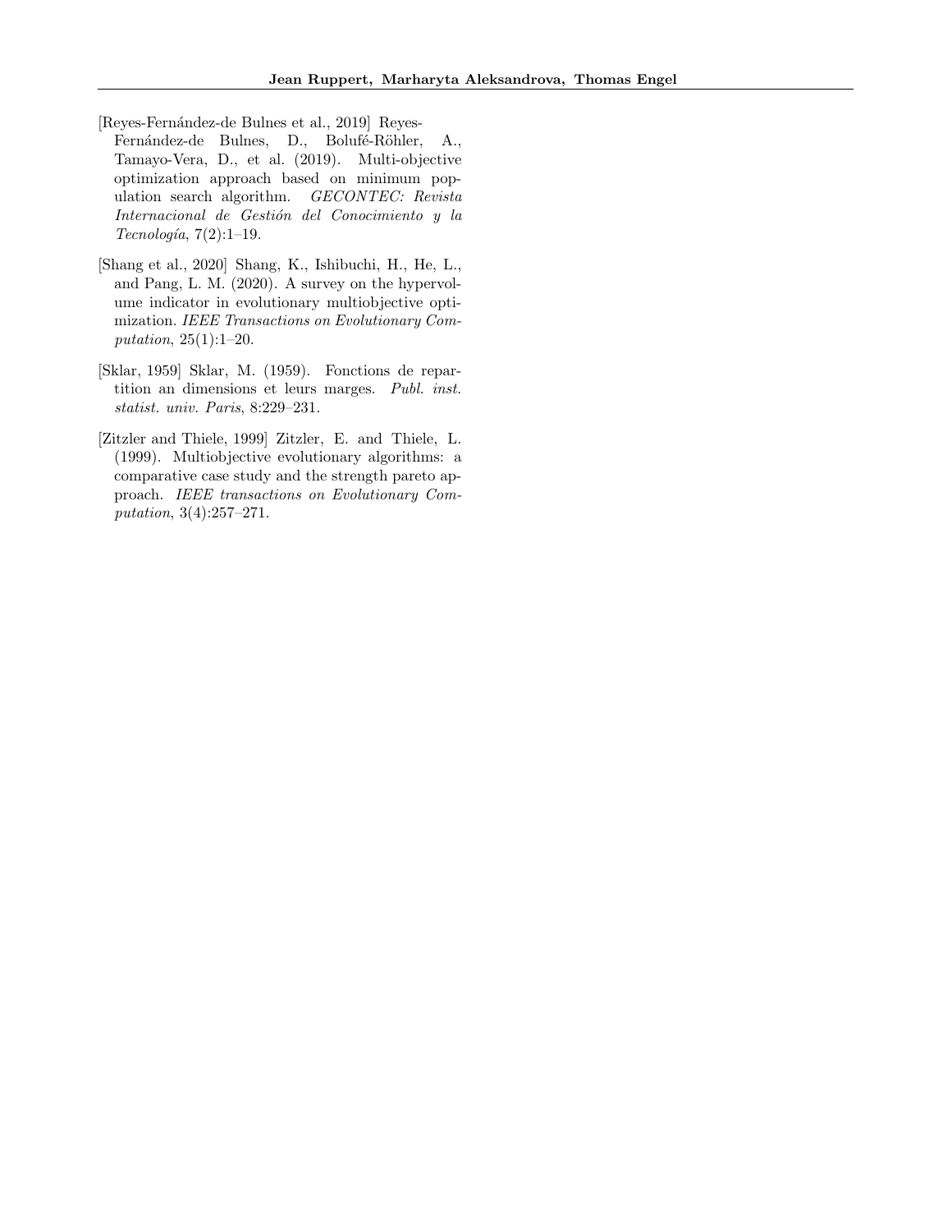[Reyes-Fernández-de Bulnes et al., 2019] Reyes-Fernández-de Bulnes, D., Bolufé-Röhler, A., Tamayo-Vera, D., et al. (2019). Multi-objective optimization approach based on minimum population search algorithm. *GECONTEC: Revista Internacional de Gestión del Conocimiento y la Tecnología*, 7(2):1–19.

[Shang et al., 2020] Shang, K., Ishibuchi, H., He, L., and Pang, L. M. (2020). A survey on the hypervolume indicator in evolutionary multiobjective optimization. *IEEE Transactions on Evolutionary Computation*, 25(1):1–20.

[Sklar, 1959] Sklar, M. (1959). Fonctions de repartition an dimensions et leurs marges. *Publ. inst. statist. univ. Paris*, 8:229–231.

[Zitzler and Thiele, 1999] Zitzler, E. and Thiele, L. (1999). Multiobjective evolutionary algorithms: a comparative case study and the strength pareto approach. *IEEE transactions on Evolutionary Computation*, 3(4):257–271.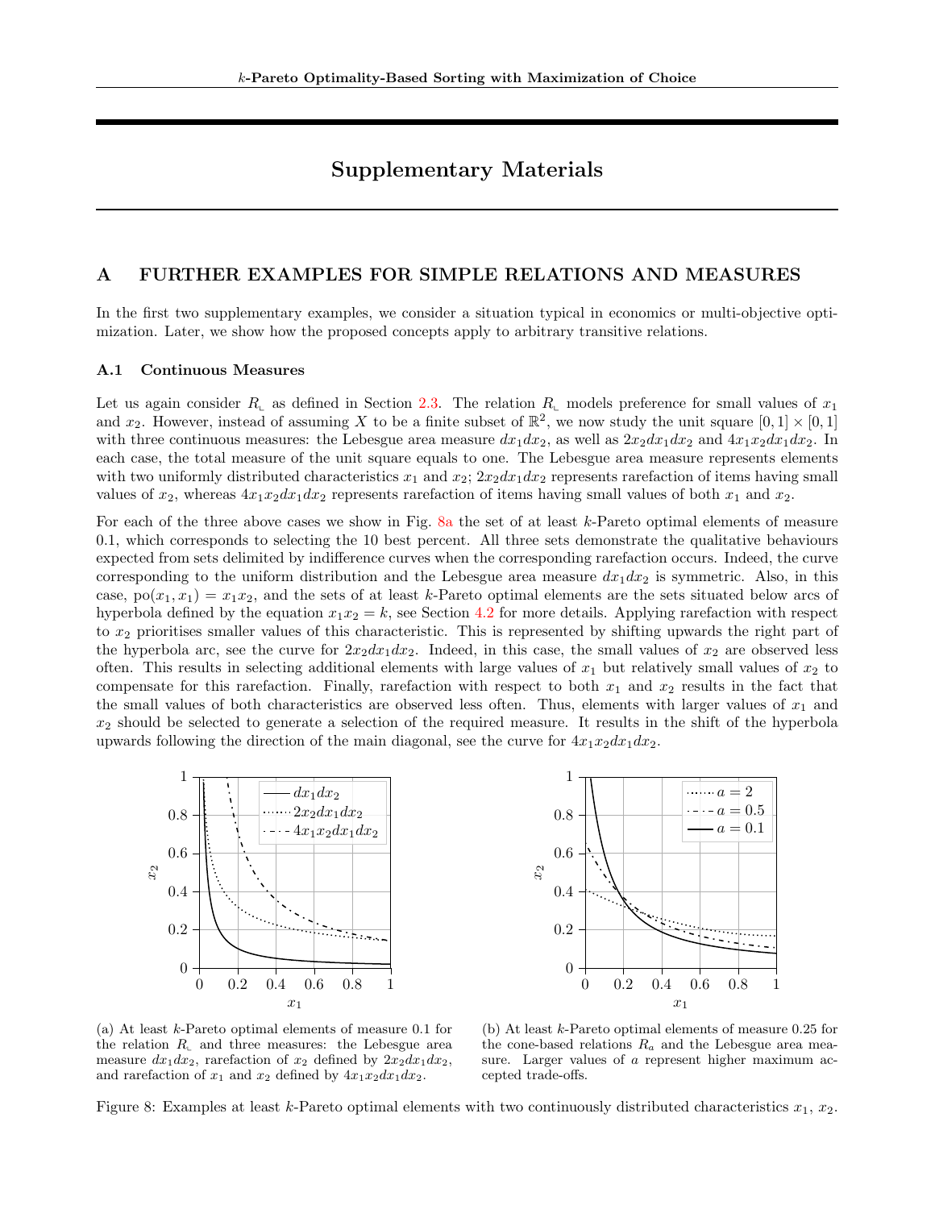# Supplementary Materials

## A FURTHER EXAMPLES FOR SIMPLE RELATIONS AND MEASURES

In the first two supplementary examples, we consider a situation typical in economics or multi-objective optimization. Later, we show how the proposed concepts apply to arbitrary transitive relations.

### A.1 Continuous Measures

Let us again consider $R_{\llcorner}$ as defined in Section 2.3. The relation $R_{\llcorner}$ models preference for small values of $x_1$ and $x_2$. However, instead of assuming $X$ to be a finite subset of $\mathbb{R}^2$, we now study the unit square $[0,1] \times [0,1]$ with three continuous measures: the Lebesgue area measure $dx_1dx_2$, as well as $2x_2dx_1dx_2$ and $4x_1x_2dx_1dx_2$. In each case, the total measure of the unit square equals to one. The Lebesgue area measure represents elements with two uniformly distributed characteristics $x_1$ and $x_2$; $2x_2dx_1dx_2$ represents rarefaction of items having small values of $x_2$, whereas $4x_1x_2dx_1dx_2$ represents rarefaction of items having small values of both $x_1$ and $x_2$.

For each of the three above cases we show in Fig. 8a the set of at least $k$-Pareto optimal elements of measure 0.1, which corresponds to selecting the 10 best percent. All three sets demonstrate the qualitative behaviours expected from sets delimited by indifference curves when the corresponding rarefaction occurs. Indeed, the curve corresponding to the uniform distribution and the Lebesgue area measure $dx_1dx_2$ is symmetric. Also, in this case, $\mathrm{po}(x_1, x_1) = x_1x_2$, and the sets of at least $k$-Pareto optimal elements are the sets situated below arcs of hyperbola defined by the equation $x_1x_2 = k$, see Section 4.2 for more details. Applying rarefaction with respect to $x_2$ prioritises smaller values of this characteristic. This is represented by shifting upwards the right part of the hyperbola arc, see the curve for $2x_2dx_1dx_2$. Indeed, in this case, the small values of $x_2$ are observed less often. This results in selecting additional elements with large values of $x_1$ but relatively small values of $x_2$ to compensate for this rarefaction. Finally, rarefaction with respect to both $x_1$ and $x_2$ results in the fact that the small values of both characteristics are observed less often. Thus, elements with larger values of $x_1$ and $x_2$ should be selected to generate a selection of the required measure. It results in the shift of the hyperbola upwards following the direction of the main diagonal, see the curve for $4x_1x_2dx_1dx_2$.

(a) At least $k$-Pareto optimal elements of measure 0.1 for the relation $R_{\llcorner}$ and three measures: the Lebesgue area measure $dx_1dx_2$, rarefaction of $x_2$ defined by $2x_2dx_1dx_2$, and rarefaction of $x_1$ and $x_2$ defined by $4x_1x_2dx_1dx_2$.

(b) At least $k$-Pareto optimal elements of measure 0.25 for the cone-based relations $R_a$ and the Lebesgue area measure. Larger values of $a$ represent higher maximum accepted trade-offs.

Figure 8: Examples at least $k$-Pareto optimal elements with two continuously distributed characteristics $x_1$, $x_2$.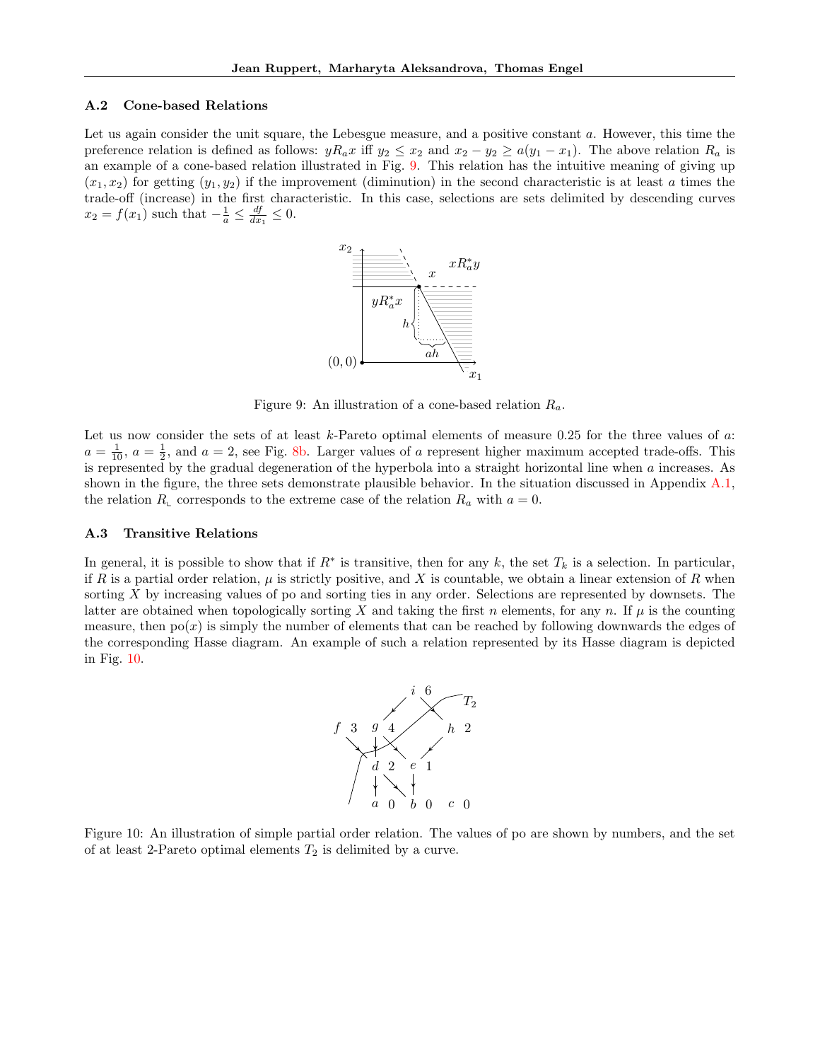### A.2 Cone-based Relations

Let us again consider the unit square, the Lebesgue measure, and a positive constant $a$. However, this time the preference relation is defined as follows: $yR_a x$ iff $y_2 \leq x_2$ and $x_2 - y_2 \geq a(y_1 - x_1)$. The above relation $R_a$ is an example of a cone-based relation illustrated in Fig. 9. This relation has the intuitive meaning of giving up $(x_1, x_2)$ for getting $(y_1, y_2)$ if the improvement (diminution) in the second characteristic is at least $a$ times the trade-off (increase) in the first characteristic. In this case, selections are sets delimited by descending curves $x_2 = f(x_1)$ such that $-\frac{1}{a} \leq \frac{df}{dx_1} \leq 0$.

Figure 9: An illustration of a cone-based relation $R_a$.

Let us now consider the sets of at least $k$-Pareto optimal elements of measure 0.25 for the three values of $a$: $a = \frac{1}{10}$, $a = \frac{1}{2}$, and $a = 2$, see Fig. 8b. Larger values of $a$ represent higher maximum accepted trade-offs. This is represented by the gradual degeneration of the hyperbola into a straight horizontal line when $a$ increases. As shown in the figure, the three sets demonstrate plausible behavior. In the situation discussed in Appendix A.1, the relation $R_{\llcorner}$ corresponds to the extreme case of the relation $R_a$ with $a = 0$.

### A.3 Transitive Relations

In general, it is possible to show that if $R^*$ is transitive, then for any $k$, the set $T_k$ is a selection. In particular, if $R$ is a partial order relation, $\mu$ is strictly positive, and $X$ is countable, we obtain a linear extension of $R$ when sorting $X$ by increasing values of po and sorting ties in any order. Selections are represented by downsets. The latter are obtained when topologically sorting $X$ and taking the first $n$ elements, for any $n$. If $\mu$ is the counting measure, then $\text{po}(x)$ is simply the number of elements that can be reached by following downwards the edges of the corresponding Hasse diagram. An example of such a relation represented by its Hasse diagram is depicted in Fig. 10.

Figure 10: An illustration of simple partial order relation. The values of po are shown by numbers, and the set of at least 2-Pareto optimal elements $T_2$ is delimited by a curve.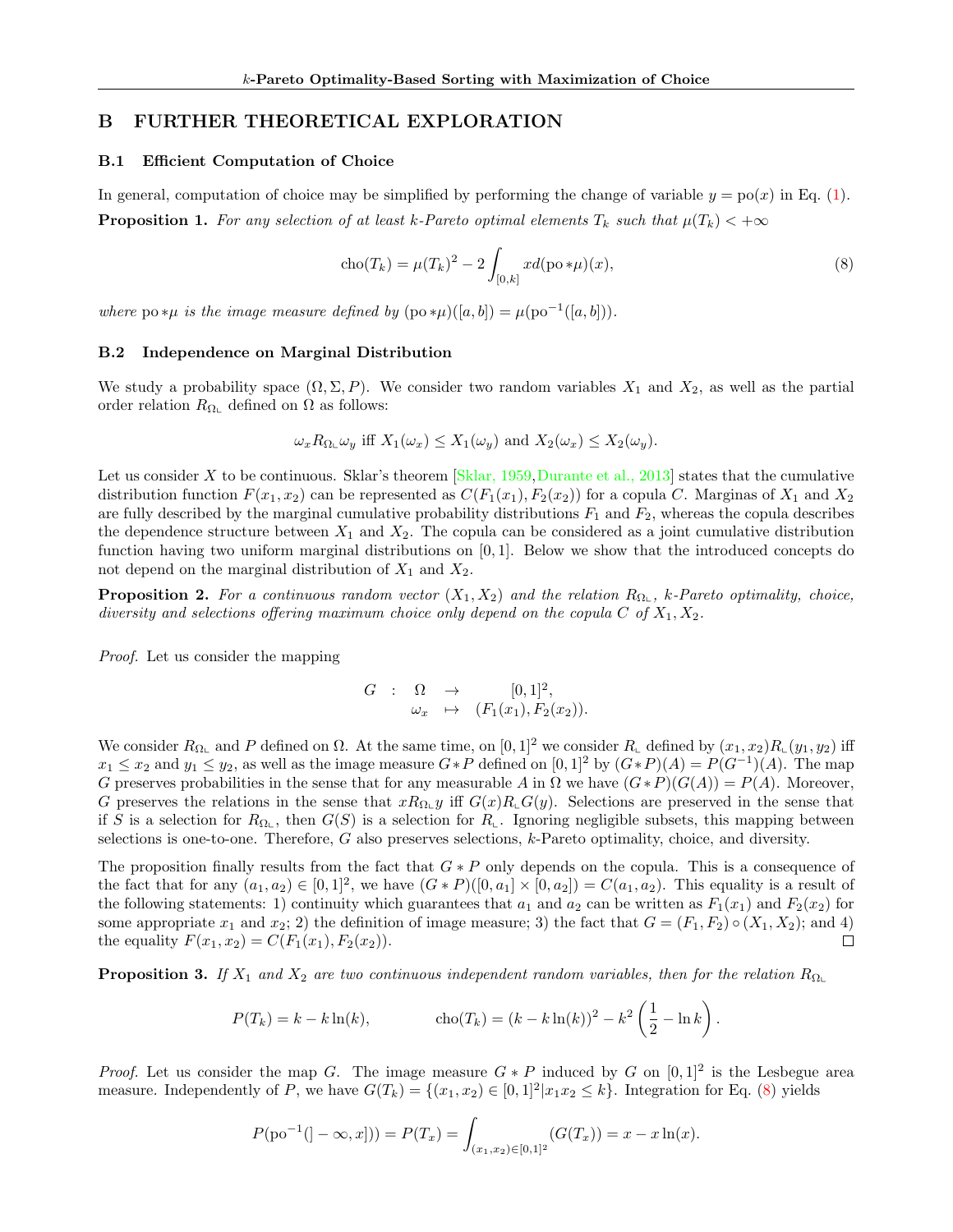# B FURTHER THEORETICAL EXPLORATION

## B.1 Efficient Computation of Choice

In general, computation of choice may be simplified by performing the change of variable $y = \text{po}(x)$ in Eq. (1).

**Proposition 1.** *For any selection of at least k-Pareto optimal elements $T_k$ such that $\mu(T_k) < +\infty$*

$$\text{cho}(T_k) = \mu(T_k)^2 - 2\int_{[0,k]} x d(\text{po} * \mu)(x), \tag{8}$$

*where $\text{po} * \mu$ is the image measure defined by $(\text{po} * \mu)([a, b]) = \mu(\text{po}^{-1}([a, b]))$.*

## B.2 Independence on Marginal Distribution

We study a probability space $(\Omega, \Sigma, P)$. We consider two random variables $X_1$ and $X_2$, as well as the partial order relation $R_{\Omega_\llcorner}$ defined on $\Omega$ as follows:

$$\omega_x R_{\Omega_\llcorner} \omega_y \text{ iff } X_1(\omega_x) \leq X_1(\omega_y) \text{ and } X_2(\omega_x) \leq X_2(\omega_y).$$

Let us consider $X$ to be continuous. Sklar's theorem [Sklar, 1959, Durante et al., 2013] states that the cumulative distribution function $F(x_1, x_2)$ can be represented as $C(F_1(x_1), F_2(x_2))$ for a copula $C$. Marginas of $X_1$ and $X_2$ are fully described by the marginal cumulative probability distributions $F_1$ and $F_2$, whereas the copula describes the dependence structure between $X_1$ and $X_2$. The copula can be considered as a joint cumulative distribution function having two uniform marginal distributions on $[0, 1]$. Below we show that the introduced concepts do not depend on the marginal distribution of $X_1$ and $X_2$.

**Proposition 2.** *For a continuous random vector $(X_1, X_2)$ and the relation $R_{\Omega_\llcorner}$, k-Pareto optimality, choice, diversity and selections offering maximum choice only depend on the copula $C$ of $X_1, X_2$.*

*Proof.* Let us consider the mapping

$$\begin{array}{rcl} G & : & \Omega \rightarrow [0, 1]^2, \\ & & \omega_x \mapsto (F_1(x_1), F_2(x_2)). \end{array}$$

We consider $R_{\Omega_\llcorner}$ and $P$ defined on $\Omega$. At the same time, on $[0, 1]^2$ we consider $R_\llcorner$ defined by $(x_1, x_2)R_\llcorner(y_1, y_2)$ iff $x_1 \leq x_2$ and $y_1 \leq y_2$, as well as the image measure $G * P$ defined on $[0, 1]^2$ by $(G * P)(A) = P(G^{-1})(A)$. The map $G$ preserves probabilities in the sense that for any measurable $A$ in $\Omega$ we have $(G * P)(G(A)) = P(A)$. Moreover, $G$ preserves the relations in the sense that $x R_{\Omega_\llcorner} y$ iff $G(x) R_\llcorner G(y)$. Selections are preserved in the sense that if $S$ is a selection for $R_{\Omega_\llcorner}$, then $G(S)$ is a selection for $R_\llcorner$. Ignoring negligible subsets, this mapping between selections is one-to-one. Therefore, $G$ also preserves selections, $k$-Pareto optimality, choice, and diversity.

The proposition finally results from the fact that $G * P$ only depends on the copula. This is a consequence of the fact that for any $(a_1, a_2) \in [0, 1]^2$, we have $(G * P)([0, a_1] \times [0, a_2]) = C(a_1, a_2)$. This equality is a result of the following statements: 1) continuity which guarantees that $a_1$ and $a_2$ can be written as $F_1(x_1)$ and $F_2(x_2)$ for some appropriate $x_1$ and $x_2$; 2) the definition of image measure; 3) the fact that $G = (F_1, F_2) \circ (X_1, X_2)$; and 4) the equality $F(x_1, x_2) = C(F_1(x_1), F_2(x_2))$. ☐

**Proposition 3.** *If $X_1$ and $X_2$ are two continuous independent random variables, then for the relation $R_{\Omega_\llcorner}$*

$$P(T_k) = k - k\ln(k), \qquad \text{cho}(T_k) = (k - k\ln(k))^2 - k^2\left(\frac{1}{2} - \ln k\right).$$

*Proof.* Let us consider the map $G$. The image measure $G * P$ induced by $G$ on $[0, 1]^2$ is the Lesbegue area measure. Independently of $P$, we have $G(T_k) = \{(x_1, x_2) \in [0, 1]^2 | x_1 x_2 \leq k\}$. Integration for Eq. (8) yields

$$P(\text{po}^{-1}(]-\infty, x])) = P(T_x) = \int_{(x_1, x_2) \in [0,1]^2} (G(T_x)) = x - x\ln(x).$$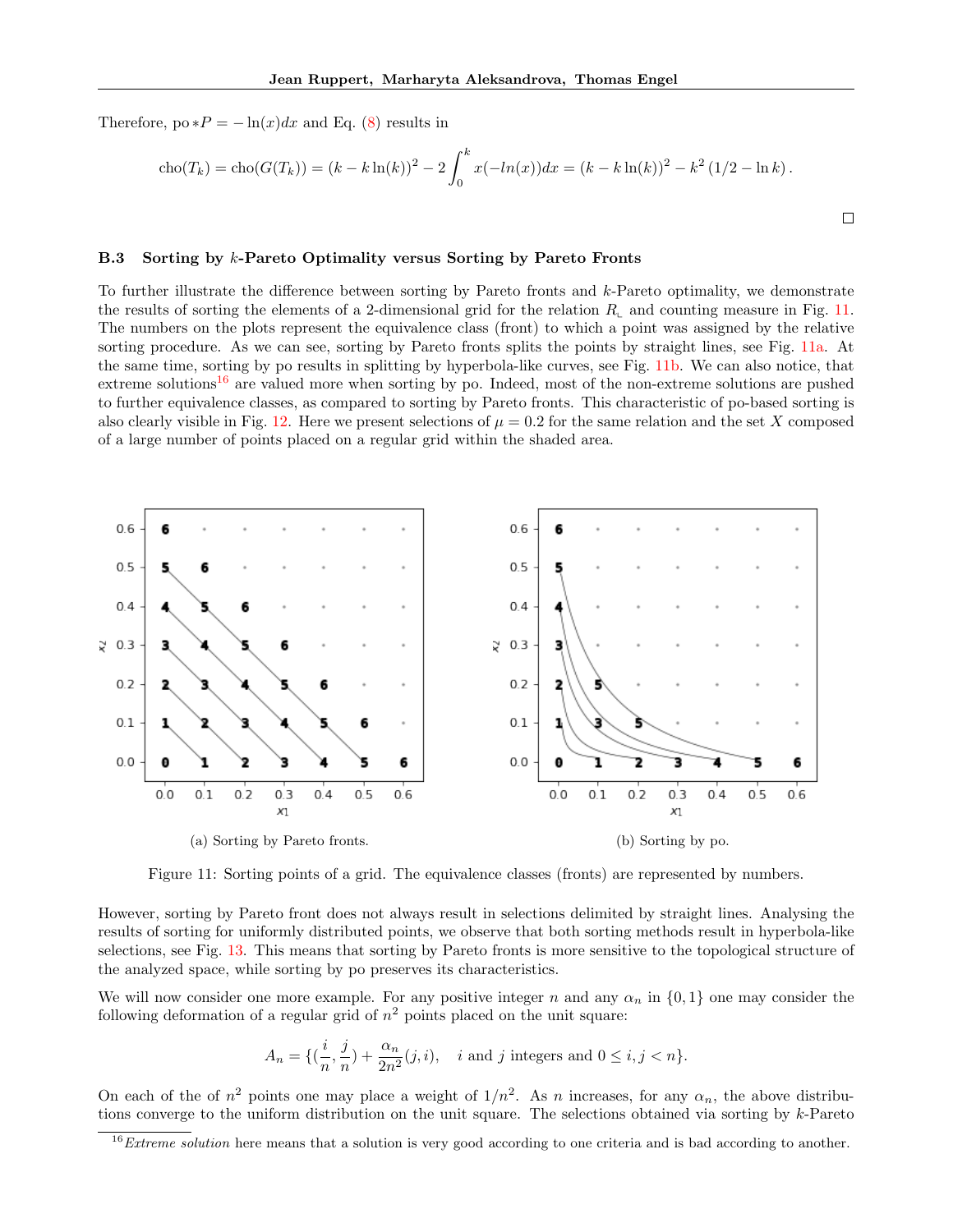Therefore, po $*P = -\ln(x)dx$ and Eq. (8) results in

$$\text{cho}(T_k) = \text{cho}(G(T_k)) = (k - k\ln(k))^2 - 2\int_0^k x(-ln(x))dx = (k - k\ln(k))^2 - k^2\,(1/2 - \ln k)\,.$$

□

### B.3 Sorting by $k$-Pareto Optimality versus Sorting by Pareto Fronts

To further illustrate the difference between sorting by Pareto fronts and $k$-Pareto optimality, we demonstrate the results of sorting the elements of a 2-dimensional grid for the relation $R_{\llcorner}$ and counting measure in Fig. 11. The numbers on the plots represent the equivalence class (front) to which a point was assigned by the relative sorting procedure. As we can see, sorting by Pareto fronts splits the points by straight lines, see Fig. 11a. At the same time, sorting by po results in splitting by hyperbola-like curves, see Fig. 11b. We can also notice, that extreme solutions[16] are valued more when sorting by po. Indeed, most of the non-extreme solutions are pushed to further equivalence classes, as compared to sorting by Pareto fronts. This characteristic of po-based sorting is also clearly visible in Fig. 12. Here we present selections of $\mu = 0.2$ for the same relation and the set $X$ composed of a large number of points placed on a regular grid within the shaded area.

(a) Sorting by Pareto fronts.

(b) Sorting by po.

Figure 11: Sorting points of a grid. The equivalence classes (fronts) are represented by numbers.

However, sorting by Pareto front does not always result in selections delimited by straight lines. Analysing the results of sorting for uniformly distributed points, we observe that both sorting methods result in hyperbola-like selections, see Fig. 13. This means that sorting by Pareto fronts is more sensitive to the topological structure of the analyzed space, while sorting by po preserves its characteristics.

We will now consider one more example. For any positive integer $n$ and any $\alpha_n$ in $\{0, 1\}$ one may consider the following deformation of a regular grid of $n^2$ points placed on the unit square:

$$A_n = \{(\frac{i}{n}, \frac{j}{n}) + \frac{\alpha_n}{2n^2}(j, i), \quad i \text{ and } j \text{ integers and } 0 \leq i, j < n\}.$$

On each of the of $n^2$ points one may place a weight of $1/n^2$. As $n$ increases, for any $\alpha_n$, the above distributions converge to the uniform distribution on the unit square. The selections obtained via sorting by $k$-Pareto

[16] *Extreme solution* here means that a solution is very good according to one criteria and is bad according to another.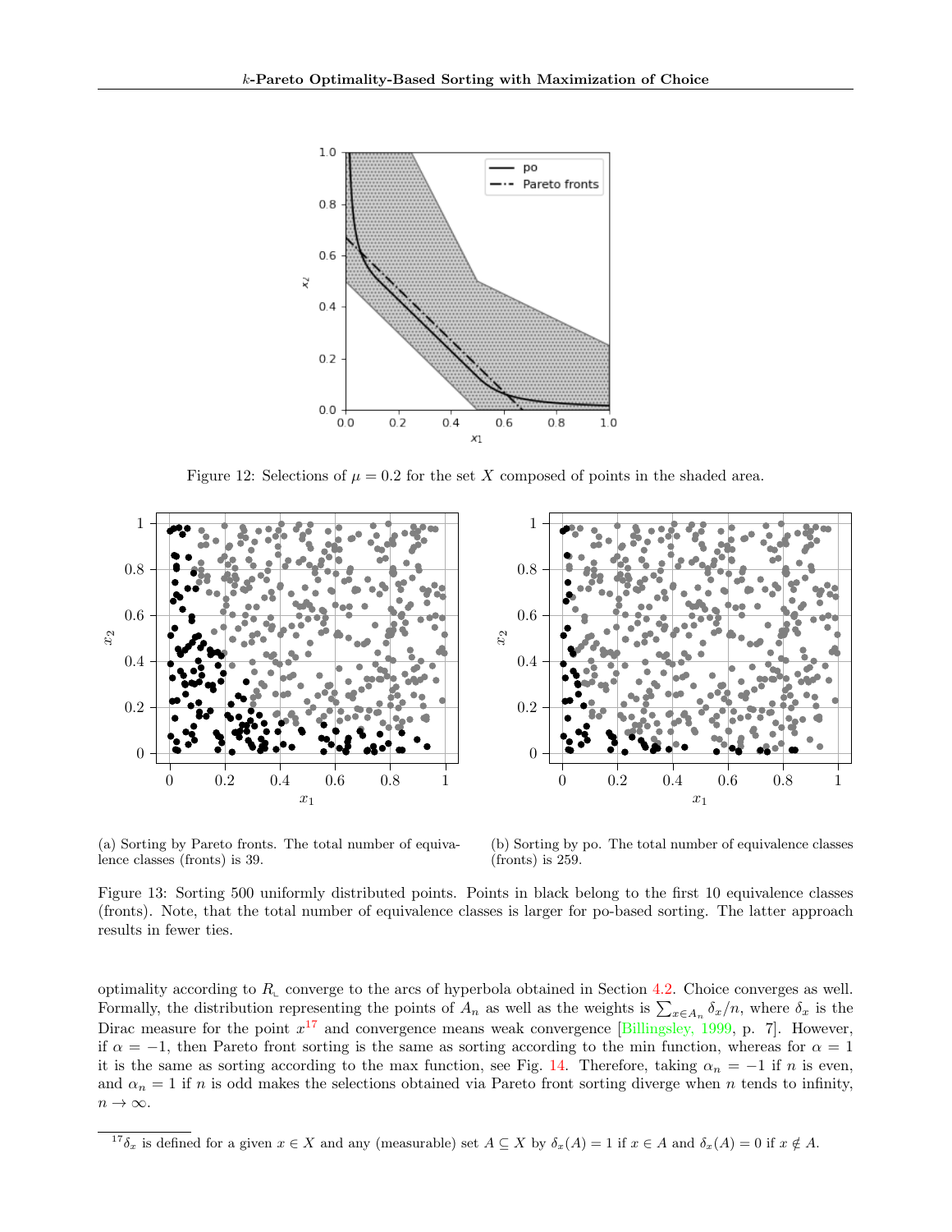Figure 12: Selections of $\mu = 0.2$ for the set $X$ composed of points in the shaded area.

(a) Sorting by Pareto fronts. The total number of equivalence classes (fronts) is 39.

(b) Sorting by po. The total number of equivalence classes (fronts) is 259.

Figure 13: Sorting 500 uniformly distributed points. Points in black belong to the first 10 equivalence classes (fronts). Note, that the total number of equivalence classes is larger for po-based sorting. The latter approach results in fewer ties.

optimality according to $R_{\llcorner}$ converge to the arcs of hyperbola obtained in Section 4.2. Choice converges as well. Formally, the distribution representing the points of $A_n$ as well as the weights is $\sum_{x \in A_n} \delta_x / n$, where $\delta_x$ is the Dirac measure for the point $x$[17] and convergence means weak convergence [Billingsley, 1999, p. 7]. However, if $\alpha = -1$, then Pareto front sorting is the same as sorting according to the min function, whereas for $\alpha = 1$ it is the same as sorting according to the max function, see Fig. 14. Therefore, taking $\alpha_n = -1$ if $n$ is even, and $\alpha_n = 1$ if $n$ is odd makes the selections obtained via Pareto front sorting diverge when $n$ tends to infinity, $n \to \infty$.

[17] $\delta_x$ is defined for a given $x \in X$ and any (measurable) set $A \subseteq X$ by $\delta_x(A) = 1$ if $x \in A$ and $\delta_x(A) = 0$ if $x \notin A$.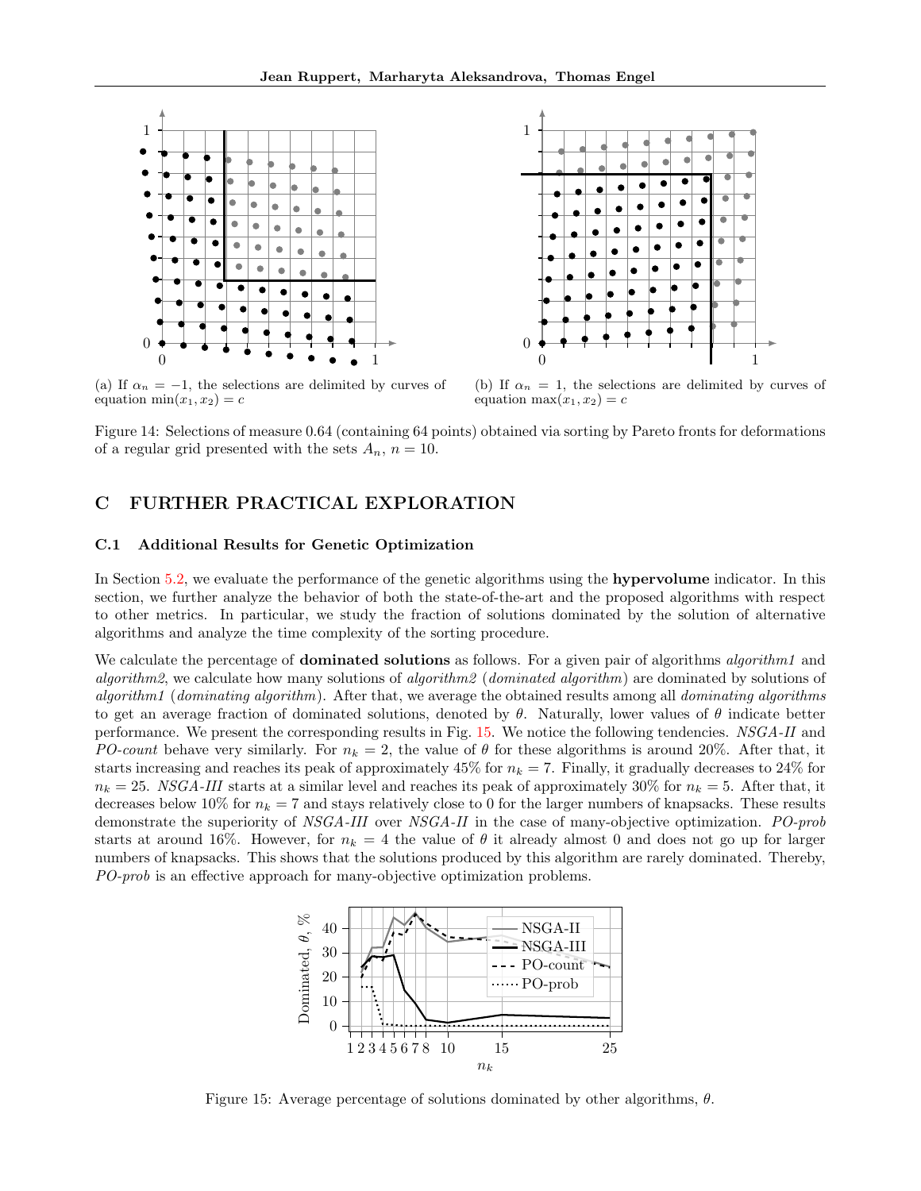(a) If $\alpha_n = -1$, the selections are delimited by curves of equation $\min(x_1, x_2) = c$

(b) If $\alpha_n = 1$, the selections are delimited by curves of equation $\max(x_1, x_2) = c$

Figure 14: Selections of measure 0.64 (containing 64 points) obtained via sorting by Pareto fronts for deformations of a regular grid presented with the sets $A_n$, $n = 10$.

## C FURTHER PRACTICAL EXPLORATION

### C.1 Additional Results for Genetic Optimization

In Section 5.2, we evaluate the performance of the genetic algorithms using the **hypervolume** indicator. In this section, we further analyze the behavior of both the state-of-the-art and the proposed algorithms with respect to other metrics. In particular, we study the fraction of solutions dominated by the solution of alternative algorithms and analyze the time complexity of the sorting procedure.

We calculate the percentage of **dominated solutions** as follows. For a given pair of algorithms *algorithm1* and *algorithm2*, we calculate how many solutions of *algorithm2* (*dominated algorithm*) are dominated by solutions of *algorithm1* (*dominating algorithm*). After that, we average the obtained results among all *dominating algorithms* to get an average fraction of dominated solutions, denoted by $\theta$. Naturally, lower values of $\theta$ indicate better performance. We present the corresponding results in Fig. 15. We notice the following tendencies. *NSGA-II* and *PO-count* behave very similarly. For $n_k = 2$, the value of $\theta$ for these algorithms is around 20%. After that, it starts increasing and reaches its peak of approximately 45% for $n_k = 7$. Finally, it gradually decreases to 24% for $n_k = 25$. *NSGA-III* starts at a similar level and reaches its peak of approximately 30% for $n_k = 5$. After that, it decreases below 10% for $n_k = 7$ and stays relatively close to 0 for the larger numbers of knapsacks. These results demonstrate the superiority of *NSGA-III* over *NSGA-II* in the case of many-objective optimization. *PO-prob* starts at around 16%. However, for $n_k = 4$ the value of $\theta$ it already almost 0 and does not go up for larger numbers of knapsacks. This shows that the solutions produced by this algorithm are rarely dominated. Thereby, *PO-prob* is an effective approach for many-objective optimization problems.

Figure 15: Average percentage of solutions dominated by other algorithms, $\theta$.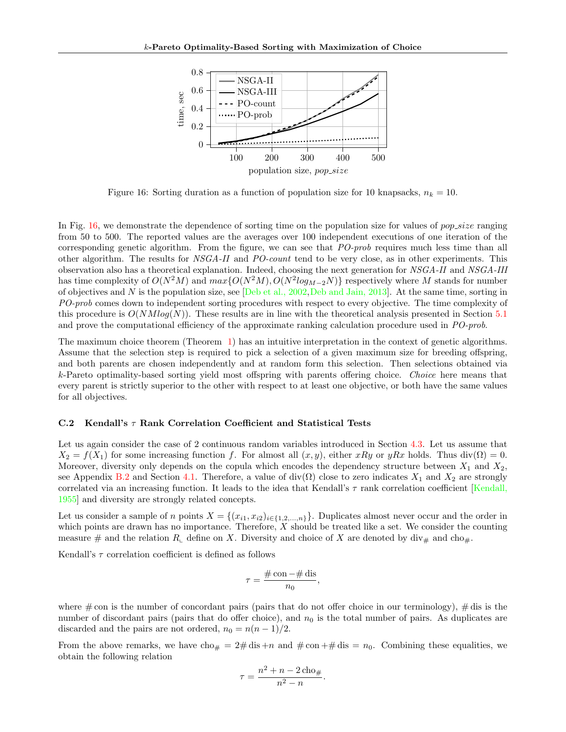Figure 16: Sorting duration as a function of population size for 10 knapsacks, $n_k = 10$.

In Fig. 16, we demonstrate the dependence of sorting time on the population size for values of *pop_size* ranging from 50 to 500. The reported values are the averages over 100 independent executions of one iteration of the corresponding genetic algorithm. From the figure, we can see that *PO-prob* requires much less time than all other algorithm. The results for *NSGA-II* and *PO-count* tend to be very close, as in other experiments. This observation also has a theoretical explanation. Indeed, choosing the next generation for *NSGA-II* and *NSGA-III* has time complexity of $O(N^2M)$ and $max\{O(N^2M), O(N^2log_{M-2}N)\}$ respectively where $M$ stands for number of objectives and $N$ is the population size, see [Deb et al., 2002, Deb and Jain, 2013]. At the same time, sorting in *PO-prob* comes down to independent sorting procedures with respect to every objective. The time complexity of this procedure is $O(NMlog(N))$. These results are in line with the theoretical analysis presented in Section 5.1 and prove the computational efficiency of the approximate ranking calculation procedure used in *PO-prob*.

The maximum choice theorem (Theorem 1) has an intuitive interpretation in the context of genetic algorithms. Assume that the selection step is required to pick a selection of a given maximum size for breeding offspring, and both parents are chosen independently and at random form this selection. Then selections obtained via $k$-Pareto optimality-based sorting yield most offspring with parents offering choice. *Choice* here means that every parent is strictly superior to the other with respect to at least one objective, or both have the same values for all objectives.

### C.2 Kendall's $\tau$ Rank Correlation Coefficient and Statistical Tests

Let us again consider the case of 2 continuous random variables introduced in Section 4.3. Let us assume that $X_2 = f(X_1)$ for some increasing function $f$. For almost all $(x, y)$, either $xRy$ or $yRx$ holds. Thus $\mathrm{div}(\Omega) = 0$. Moreover, diversity only depends on the copula which encodes the dependency structure between $X_1$ and $X_2$, see Appendix B.2 and Section 4.1. Therefore, a value of $\mathrm{div}(\Omega)$ close to zero indicates $X_1$ and $X_2$ are strongly correlated via an increasing function. It leads to the idea that Kendall's $\tau$ rank correlation coefficient [Kendall, 1955] and diversity are strongly related concepts.

Let us consider a sample of $n$ points $X = \{(x_{i1}, x_{i2})_{i \in \{1,2,\ldots,n\}}\}$. Duplicates almost never occur and the order in which points are drawn has no importance. Therefore, $X$ should be treated like a set. We consider the counting measure $\#$ and the relation $R_{\llcorner}$ define on $X$. Diversity and choice of $X$ are denoted by $\mathrm{div}_\#$ and $\mathrm{cho}_\#$.

Kendall's $\tau$ correlation coefficient is defined as follows

$$\tau = \frac{\#\,\mathrm{con} - \#\,\mathrm{dis}}{n_0},$$

where $\#\,\mathrm{con}$ is the number of concordant pairs (pairs that do not offer choice in our terminology), $\#\,\mathrm{dis}$ is the number of discordant pairs (pairs that do offer choice), and $n_0$ is the total number of pairs. As duplicates are discarded and the pairs are not ordered, $n_0 = n(n-1)/2$.

From the above remarks, we have $\mathrm{cho}_\# = 2\#\,\mathrm{dis} + n$ and $\#\,\mathrm{con} + \#\,\mathrm{dis} = n_0$. Combining these equalities, we obtain the following relation

$$\tau = \frac{n^2 + n - 2\,\mathrm{cho}_\#}{n^2 - n}.$$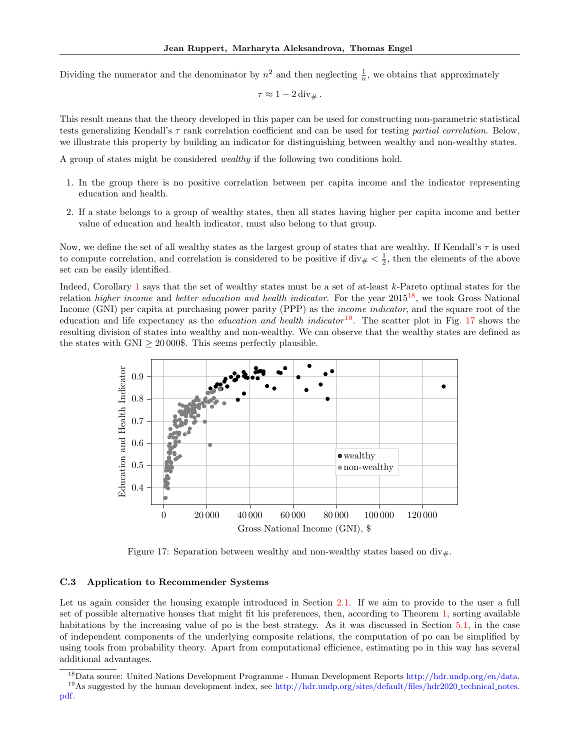Dividing the numerator and the denominator by $n^2$ and then neglecting $\frac{1}{n}$, we obtains that approximately

$$\tau \approx 1 - 2\,\mathrm{div}_{\#}\,.$$

This result means that the theory developed in this paper can be used for constructing non-parametric statistical tests generalizing Kendall's $\tau$ rank correlation coefficient and can be used for testing *partial correlation*. Below, we illustrate this property by building an indicator for distinguishing between wealthy and non-wealthy states.

A group of states might be considered *wealthy* if the following two conditions hold.

1. In the group there is no positive correlation between per capita income and the indicator representing education and health.
2. If a state belongs to a group of wealthy states, then all states having higher per capita income and better value of education and health indicator, must also belong to that group.

Now, we define the set of all wealthy states as the largest group of states that are wealthy. If Kendall's $\tau$ is used to compute correlation, and correlation is considered to be positive if $\mathrm{div}_{\#} < \frac{1}{2}$, then the elements of the above set can be easily identified.

Indeed, Corollary 1 says that the set of wealthy states must be a set of at-least $k$-Pareto optimal states for the relation *higher income* and *better education and health indicator*. For the year 2015[18], we took Gross National Income (GNI) per capita at purchasing power parity (PPP) as the *income indicator*, and the square root of the education and life expectancy as the *education and health indicator*[19]. The scatter plot in Fig. 17 shows the resulting division of states into wealthy and non-wealthy. We can observe that the wealthy states are defined as the states with GNI $\geq 20\,000$\$. This seems perfectly plausible.

Figure 17: Separation between wealthy and non-wealthy states based on $\mathrm{div}_{\#}$.

### C.3 Application to Recommender Systems

Let us again consider the housing example introduced in Section 2.1. If we aim to provide to the user a full set of possible alternative houses that might fit his preferences, then, according to Theorem 1, sorting available habitations by the increasing value of po is the best strategy. As it was discussed in Section 5.1, in the case of independent components of the underlying composite relations, the computation of po can be simplified by using tools from probability theory. Apart from computational efficience, estimating po in this way has several additional advantages.

[18] Data source: United Nations Development Programme - Human Development Reports http://hdr.undp.org/en/data.

[19] As suggested by the human development index, see http://hdr.undp.org/sites/default/files/hdr2020_technical_notes.pdf.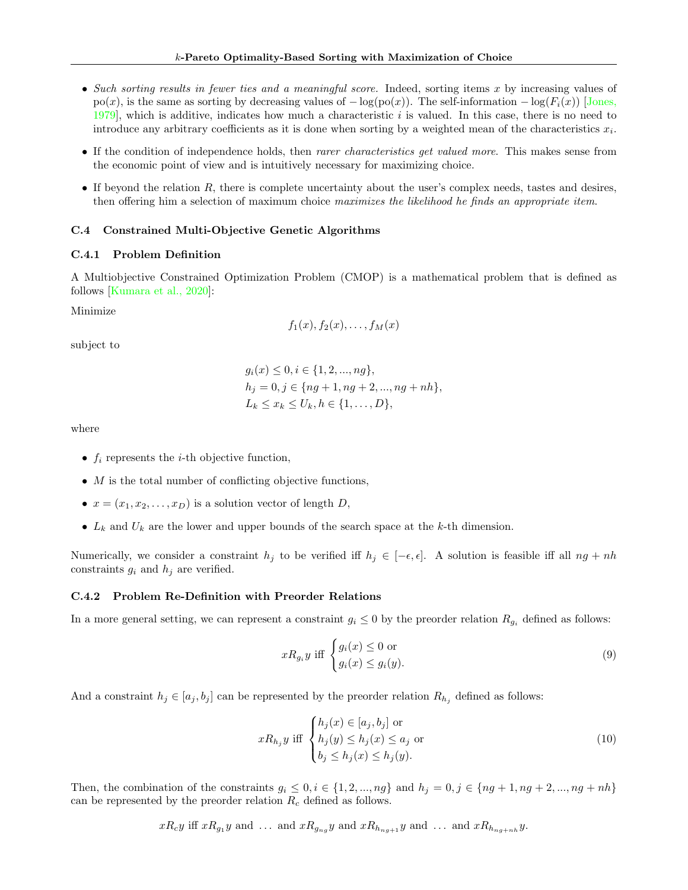- *Such sorting results in fewer ties and a meaningful score.* Indeed, sorting items $x$ by increasing values of $\text{po}(x)$, is the same as sorting by decreasing values of $-\log(\text{po}(x))$. The self-information $-\log(F_i(x))$ [Jones, 1979], which is additive, indicates how much a characteristic $i$ is valued. In this case, there is no need to introduce any arbitrary coefficients as it is done when sorting by a weighted mean of the characteristics $x_i$.
- If the condition of independence holds, then *rarer characteristics get valued more*. This makes sense from the economic point of view and is intuitively necessary for maximizing choice.
- If beyond the relation $R$, there is complete uncertainty about the user's complex needs, tastes and desires, then offering him a selection of maximum choice *maximizes the likelihood he finds an appropriate item.*

### C.4 Constrained Multi-Objective Genetic Algorithms

#### C.4.1 Problem Definition

A Multiobjective Constrained Optimization Problem (CMOP) is a mathematical problem that is defined as follows [Kumara et al., 2020]:

Minimize

$$f_1(x), f_2(x), \dots, f_M(x)$$

subject to

$$\begin{aligned}
&g_i(x) \leq 0, i \in \{1, 2, ..., ng\}, \\
&h_j = 0, j \in \{ng+1, ng+2, ..., ng+nh\}, \\
&L_k \leq x_k \leq U_k, h \in \{1, \dots, D\},
\end{aligned}$$

where

- $f_i$ represents the $i$-th objective function,
- $M$ is the total number of conflicting objective functions,
- $x = (x_1, x_2, \dots, x_D)$ is a solution vector of length $D$,
- $L_k$ and $U_k$ are the lower and upper bounds of the search space at the $k$-th dimension.

Numerically, we consider a constraint $h_j$ to be verified iff $h_j \in [-\epsilon, \epsilon]$. A solution is feasible iff all $ng + nh$ constraints $g_i$ and $h_j$ are verified.

#### C.4.2 Problem Re-Definition with Preorder Relations

In a more general setting, we can represent a constraint $g_i \leq 0$ by the preorder relation $R_{g_i}$ defined as follows:

$$xR_{g_i}y \text{ iff } \begin{cases} g_i(x) \leq 0 \text{ or} \\ g_i(x) \leq g_i(y). \end{cases} \tag{9}$$

And a constraint $h_j \in [a_j, b_j]$ can be represented by the preorder relation $R_{h_j}$ defined as follows:

$$xR_{h_j}y \text{ iff } \begin{cases} h_j(x) \in [a_j, b_j] \text{ or} \\ h_j(y) \leq h_j(x) \leq a_j \text{ or} \\ b_j \leq h_j(x) \leq h_j(y). \end{cases} \tag{10}$$

Then, the combination of the constraints $g_i \leq 0, i \in \{1, 2, ..., ng\}$ and $h_j = 0, j \in \{ng+1, ng+2, ..., ng+nh\}$ can be represented by the preorder relation $R_c$ defined as follows.

$$xR_cy \text{ iff } xR_{g_1}y \text{ and } \dots \text{ and } xR_{g_{ng}}y \text{ and } xR_{h_{ng+1}}y \text{ and } \dots \text{ and } xR_{h_{ng+nh}}y.$$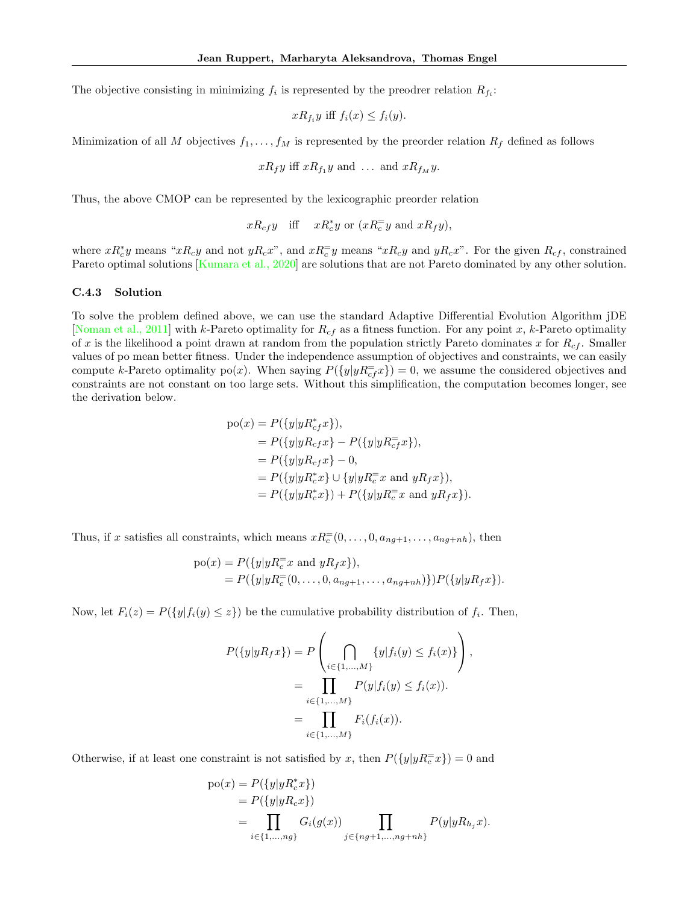The objective consisting in minimizing $f_i$ is represented by the preodrer relation $R_{f_i}$:

$$xR_{f_i}y \text{ iff } f_i(x) \leq f_i(y).$$

Minimization of all $M$ objectives $f_1, \ldots, f_M$ is represented by the preorder relation $R_f$ defined as follows

$$xR_f y \text{ iff } xR_{f_1}y \text{ and } \ldots \text{ and } xR_{f_M}y.$$

Thus, the above CMOP can be represented by the lexicographic preorder relation

$$xR_{cf}y \quad \text{iff} \quad xR_c^* y \text{ or } (xR_c^= y \text{ and } xR_f y),$$

where $xR_c^* y$ means "$xR_c y$ and not $yR_c x$", and $xR_c^= y$ means "$xR_c y$ and $yR_c x$". For the given $R_{cf}$, constrained Pareto optimal solutions [Kumara et al., 2020] are solutions that are not Pareto dominated by any other solution.

### C.4.3 Solution

To solve the problem defined above, we can use the standard Adaptive Differential Evolution Algorithm jDE [Noman et al., 2011] with $k$-Pareto optimality for $R_{cf}$ as a fitness function. For any point $x$, $k$-Pareto optimality of $x$ is the likelihood a point drawn at random from the population strictly Pareto dominates $x$ for $R_{cf}$. Smaller values of po mean better fitness. Under the independence assumption of objectives and constraints, we can easily compute $k$-Pareto optimality po$(x)$. When saying $P(\{y|yR_{cf}^= x\}) = 0$, we assume the considered objectives and constraints are not constant on too large sets. Without this simplification, the computation becomes longer, see the derivation below.

$$\begin{aligned}
\text{po}(x) &= P(\{y|yR_{cf}^* x\}), \\
&= P(\{y|yR_{cf}x\} - P(\{y|yR_{cf}^= x\}), \\
&= P(\{y|yR_{cf}x\} - 0, \\
&= P(\{y|yR_c^* x\} \cup \{y|yR_c^= x \text{ and } yR_f x\}), \\
&= P(\{y|yR_c^* x\}) + P(\{y|yR_c^= x \text{ and } yR_f x\}).
\end{aligned}$$

Thus, if $x$ satisfies all constraints, which means $xR_c^=(0, \ldots, 0, a_{ng+1}, \ldots, a_{ng+nh})$, then

$$\begin{aligned}
\text{po}(x) &= P(\{y|yR_c^= x \text{ and } yR_f x\}), \\
&= P(\{y|yR_c^=(0, \ldots, 0, a_{ng+1}, \ldots, a_{ng+nh})\})P(\{y|yR_f x\}).
\end{aligned}$$

Now, let $F_i(z) = P(\{y|f_i(y) \leq z\})$ be the cumulative probability distribution of $f_i$. Then,

$$\begin{aligned}
P(\{y|yR_f x\}) &= P\left(\bigcap_{i \in \{1,\ldots,M\}} \{y|f_i(y) \leq f_i(x)\}\right), \\
&= \prod_{i \in \{1,\ldots,M\}} P(y|f_i(y) \leq f_i(x)). \\
&= \prod_{i \in \{1,\ldots,M\}} F_i(f_i(x)).
\end{aligned}$$

Otherwise, if at least one constraint is not satisfied by $x$, then $P(\{y|yR_c^= x\}) = 0$ and

$$\begin{aligned}
\text{po}(x) &= P(\{y|yR_c^* x\}) \\
&= P(\{y|yR_c x\}) \\
&= \prod_{i \in \{1,\ldots,ng\}} G_i(g(x)) \prod_{j \in \{ng+1,\ldots,ng+nh\}} P(y|yR_{h_j}x).
\end{aligned}$$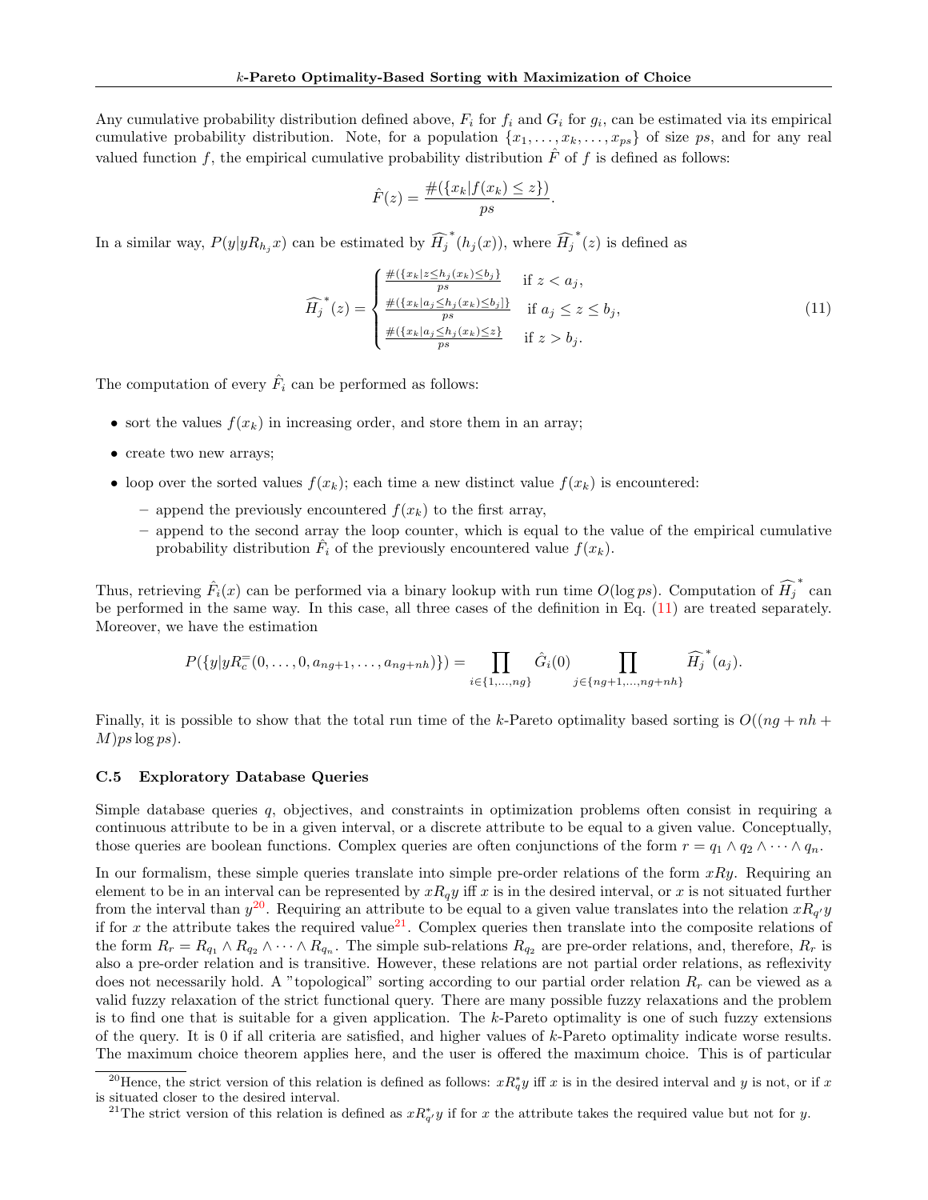Any cumulative probability distribution defined above, $F_i$ for $f_i$ and $G_i$ for $g_i$, can be estimated via its empirical cumulative probability distribution. Note, for a population $\{x_1, \ldots, x_k, \ldots, x_{ps}\}$ of size $ps$, and for any real valued function $f$, the empirical cumulative probability distribution $\hat{F}$ of $f$ is defined as follows:

$$\hat{F}(z) = \frac{\#(\{x_k | f(x_k) \leq z\})}{ps}.$$

In a similar way, $P(y|yR_{h_j}x)$ can be estimated by $\widehat{H_j}^*(h_j(x))$, where $\widehat{H_j}^*(z)$ is defined as

$$\widehat{H_j}^*(z) = \begin{cases} \frac{\#(\{x_k | z \leq h_j(x_k) \leq b_j\}}{ps} & \text{if } z < a_j, \\ \frac{\#(\{x_k | a_j \leq h_j(x_k) \leq b_j]\})}{ps} & \text{if } a_j \leq z \leq b_j, \\ \frac{\#(\{x_k | a_j \leq h_j(x_k) \leq z\}}{ps} & \text{if } z > b_j. \end{cases} \tag{11}$$

The computation of every $\hat{F}_i$ can be performed as follows:

- sort the values $f(x_k)$ in increasing order, and store them in an array;
- create two new arrays;
- loop over the sorted values $f(x_k)$; each time a new distinct value $f(x_k)$ is encountered:
  - append the previously encountered $f(x_k)$ to the first array,
  - append to the second array the loop counter, which is equal to the value of the empirical cumulative probability distribution $\hat{F}_i$ of the previously encountered value $f(x_k)$.

Thus, retrieving $\hat{F}_i(x)$ can be performed via a binary lookup with run time $O(\log ps)$. Computation of $\widehat{H_j}^*$ can be performed in the same way. In this case, all three cases of the definition in Eq. (11) are treated separately. Moreover, we have the estimation

$$P(\{y|yR_c^=(0, \ldots, 0, a_{ng+1}, \ldots, a_{ng+nh})\}) = \prod_{i \in \{1, \ldots, ng\}} \hat{G}_i(0) \prod_{j \in \{ng+1, \ldots, ng+nh\}} \widehat{H_j}^*(a_j).$$

Finally, it is possible to show that the total run time of the $k$-Pareto optimality based sorting is $O((ng + nh + M)ps \log ps)$.

### C.5 Exploratory Database Queries

Simple database queries $q$, objectives, and constraints in optimization problems often consist in requiring a continuous attribute to be in a given interval, or a discrete attribute to be equal to a given value. Conceptually, those queries are boolean functions. Complex queries are often conjunctions of the form $r = q_1 \wedge q_2 \wedge \cdots \wedge q_n$.

In our formalism, these simple queries translate into simple pre-order relations of the form $xRy$. Requiring an element to be in an interval can be represented by $xR_q y$ iff $x$ is in the desired interval, or $x$ is not situated further from the interval than $y$[20]. Requiring an attribute to be equal to a given value translates into the relation $xR_{q'}y$ if for $x$ the attribute takes the required value[21]. Complex queries then translate into the composite relations of the form $R_r = R_{q_1} \wedge R_{q_2} \wedge \cdots \wedge R_{q_n}$. The simple sub-relations $R_{q_2}$ are pre-order relations, and, therefore, $R_r$ is also a pre-order relation and is transitive. However, these relations are not partial order relations, as reflexivity does not necessarily hold. A "topological" sorting according to our partial order relation $R_r$ can be viewed as a valid fuzzy relaxation of the strict functional query. There are many possible fuzzy relaxations and the problem is to find one that is suitable for a given application. The $k$-Pareto optimality is one of such fuzzy extensions of the query. It is 0 if all criteria are satisfied, and higher values of $k$-Pareto optimality indicate worse results. The maximum choice theorem applies here, and the user is offered the maximum choice. This is of particular

[20] Hence, the strict version of this relation is defined as follows: $xR_q^* y$ iff $x$ is in the desired interval and $y$ is not, or if $x$ is situated closer to the desired interval.

[21] The strict version of this relation is defined as $xR_{q'}^* y$ if for $x$ the attribute takes the required value but not for $y$.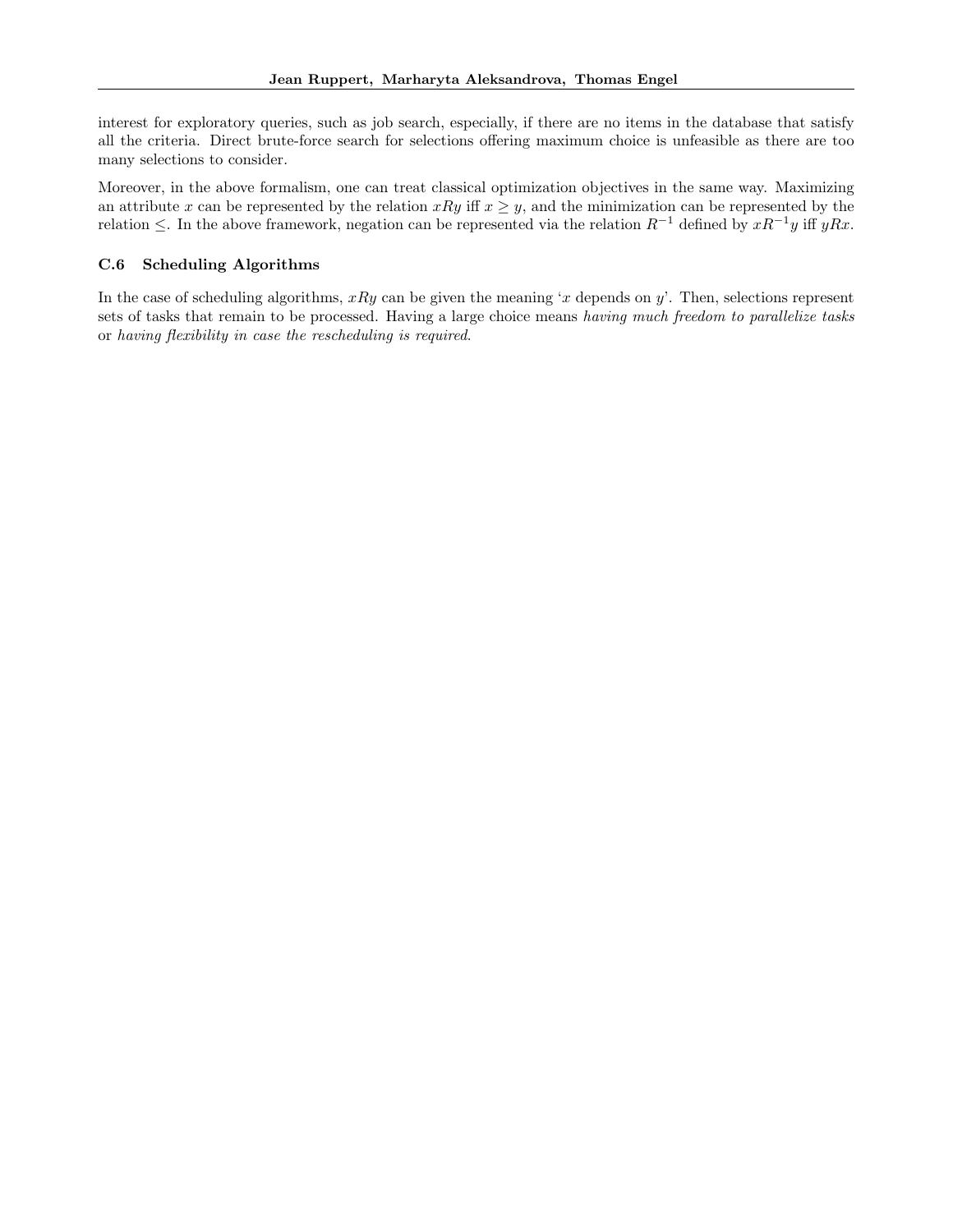interest for exploratory queries, such as job search, especially, if there are no items in the database that satisfy all the criteria. Direct brute-force search for selections offering maximum choice is unfeasible as there are too many selections to consider.

Moreover, in the above formalism, one can treat classical optimization objectives in the same way. Maximizing an attribute $x$ can be represented by the relation $xRy$ iff $x \geq y$, and the minimization can be represented by the relation $\leq$. In the above framework, negation can be represented via the relation $R^{-1}$ defined by $xR^{-1}y$ iff $yRx$.

### C.6 Scheduling Algorithms

In the case of scheduling algorithms, $xRy$ can be given the meaning '$x$ depends on $y$'. Then, selections represent sets of tasks that remain to be processed. Having a large choice means *having much freedom to parallelize tasks* or *having flexibility in case the rescheduling is required.*